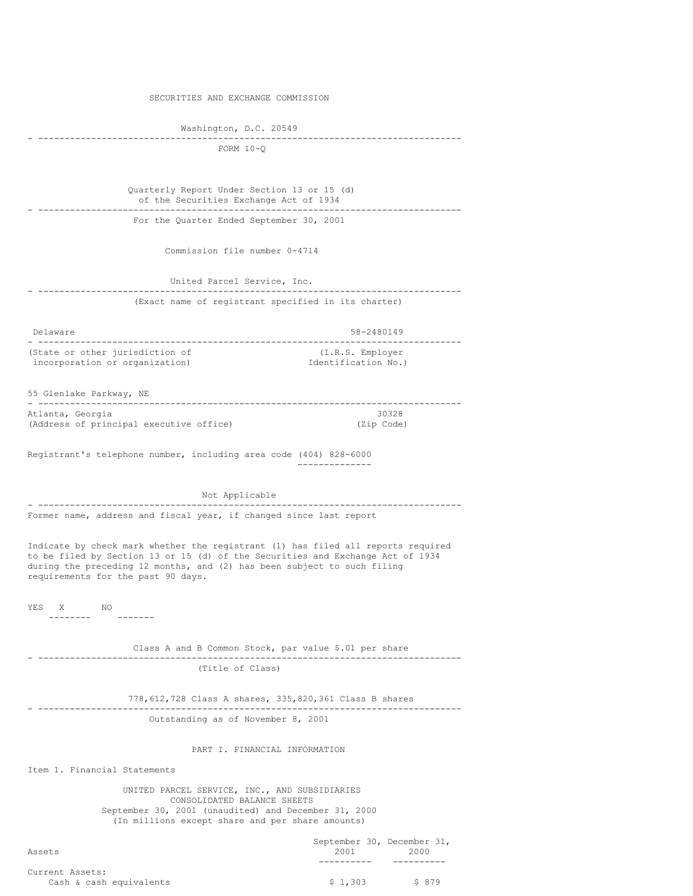SECURITIES AND EXCHANGE COMMISSION

Washington, D.C. 20549

FORM 10-Q

Quarterly Report Under Section 13 or 15 (d)
of the Securities Exchange Act of 1934

For the Quarter Ended September 30, 2001

Commission file number 0-4714

United Parcel Service, Inc.

(Exact name of registrant specified in its charter)

| | |
|---|---|
| Delaware | 58-2480149 |
| (State or other jurisdiction of incorporation or organization) | (I.R.S. Employer Identification No.) |

55 Glenlake Parkway, NE

| | |
|---|---|
| Atlanta, Georgia | 30328 |
| (Address of principal executive office) | (Zip Code) |

Registrant's telephone number, including area code (404) 828-6000

Not Applicable

Former name, address and fiscal year, if changed since last report

Indicate by check mark whether the registrant (1) has filed all reports required to be filed by Section 13 or 15 (d) of the Securities and Exchange Act of 1934 during the preceding 12 months, and (2) has been subject to such filing requirements for the past 90 days.

YES X NO

Class A and B Common Stock, par value $.01 per share

(Title of Class)

778,612,728 Class A shares, 335,820,361 Class B shares

Outstanding as of November 8, 2001

PART I. FINANCIAL INFORMATION

Item 1. Financial Statements

UNITED PARCEL SERVICE, INC., AND SUBSIDIARIES
CONSOLIDATED BALANCE SHEETS
September 30, 2001 (unaudited) and December 31, 2000
(In millions except share and per share amounts)

| Assets | September 30, 2001 | December 31, 2000 |
|---|---|---|
| Current Assets: | | |
| Cash & cash equivalents | $ 1,303 | $ 879 |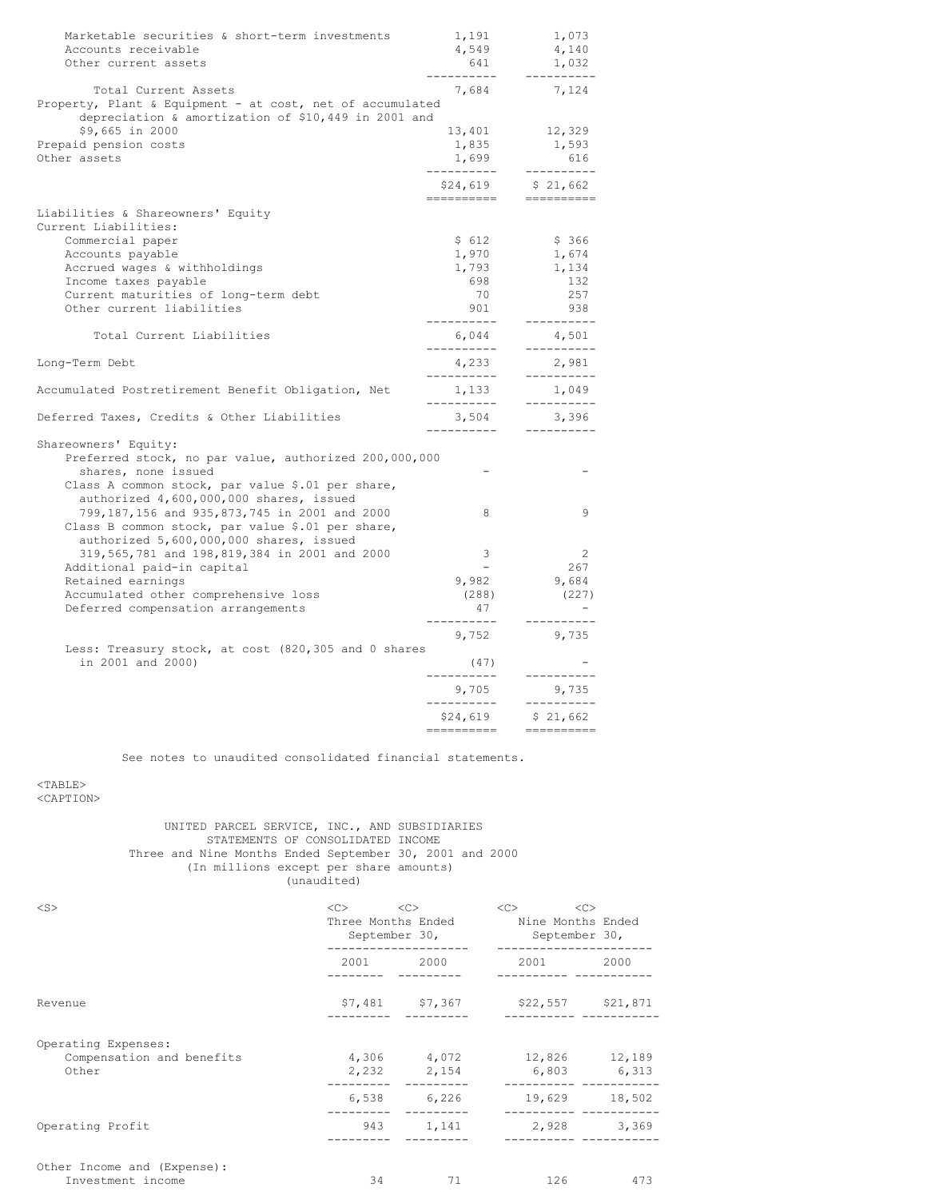| | | |
|---|---|---|
| Marketable securities & short-term investments | 1,191 | 1,073 |
| Accounts receivable | 4,549 | 4,140 |
| Other current assets | 641 | 1,032 |
| Total Current Assets | 7,684 | 7,124 |
| Property, Plant & Equipment - at cost, net of accumulated depreciation & amortization of $10,449 in 2001 and $9,665 in 2000 | 13,401 | 12,329 |
| Prepaid pension costs | 1,835 | 1,593 |
| Other assets | 1,699 | 616 |
| | $24,619 | $ 21,662 |
| Liabilities & Shareowners' Equity | | |
| Current Liabilities: | | |
| Commercial paper | $ 612 | $ 366 |
| Accounts payable | 1,970 | 1,674 |
| Accrued wages & withholdings | 1,793 | 1,134 |
| Income taxes payable | 698 | 132 |
| Current maturities of long-term debt | 70 | 257 |
| Other current liabilities | 901 | 938 |
| Total Current Liabilities | 6,044 | 4,501 |
| Long-Term Debt | 4,233 | 2,981 |
| Accumulated Postretirement Benefit Obligation, Net | 1,133 | 1,049 |
| Deferred Taxes, Credits & Other Liabilities | 3,504 | 3,396 |
| Shareowners' Equity: | | |
| Preferred stock, no par value, authorized 200,000,000 shares, none issued | - | - |
| Class A common stock, par value $.01 per share, authorized 4,600,000,000 shares, issued 799,187,156 and 935,873,745 in 2001 and 2000 | 8 | 9 |
| Class B common stock, par value $.01 per share, authorized 5,600,000,000 shares, issued 319,565,781 and 198,819,384 in 2001 and 2000 | 3 | 2 |
| Additional paid-in capital | - | 267 |
| Retained earnings | 9,982 | 9,684 |
| Accumulated other comprehensive loss | (288) | (227) |
| Deferred compensation arrangements | 47 | - |
| | 9,752 | 9,735 |
| Less: Treasury stock, at cost (820,305 and 0 shares in 2001 and 2000) | (47) | - |
| | 9,705 | 9,735 |
| | $24,619 | $ 21,662 |

See notes to unaudited consolidated financial statements.

UNITED PARCEL SERVICE, INC., AND SUBSIDIARIES
STATEMENTS OF CONSOLIDATED INCOME
Three and Nine Months Ended September 30, 2001 and 2000
(In millions except per share amounts)
(unaudited)

| | Three Months Ended September 30, | | Nine Months Ended September 30, | |
|---|---|---|---|---|
| | 2001 | 2000 | 2001 | 2000 |
| Revenue | $7,481 | $7,367 | $22,557 | $21,871 |
| Operating Expenses: | | | | |
| Compensation and benefits | 4,306 | 4,072 | 12,826 | 12,189 |
| Other | 2,232 | 2,154 | 6,803 | 6,313 |
| | 6,538 | 6,226 | 19,629 | 18,502 |
| Operating Profit | 943 | 1,141 | 2,928 | 3,369 |
| Other Income and (Expense): | | | | |
| Investment income | 34 | 71 | 126 | 473 |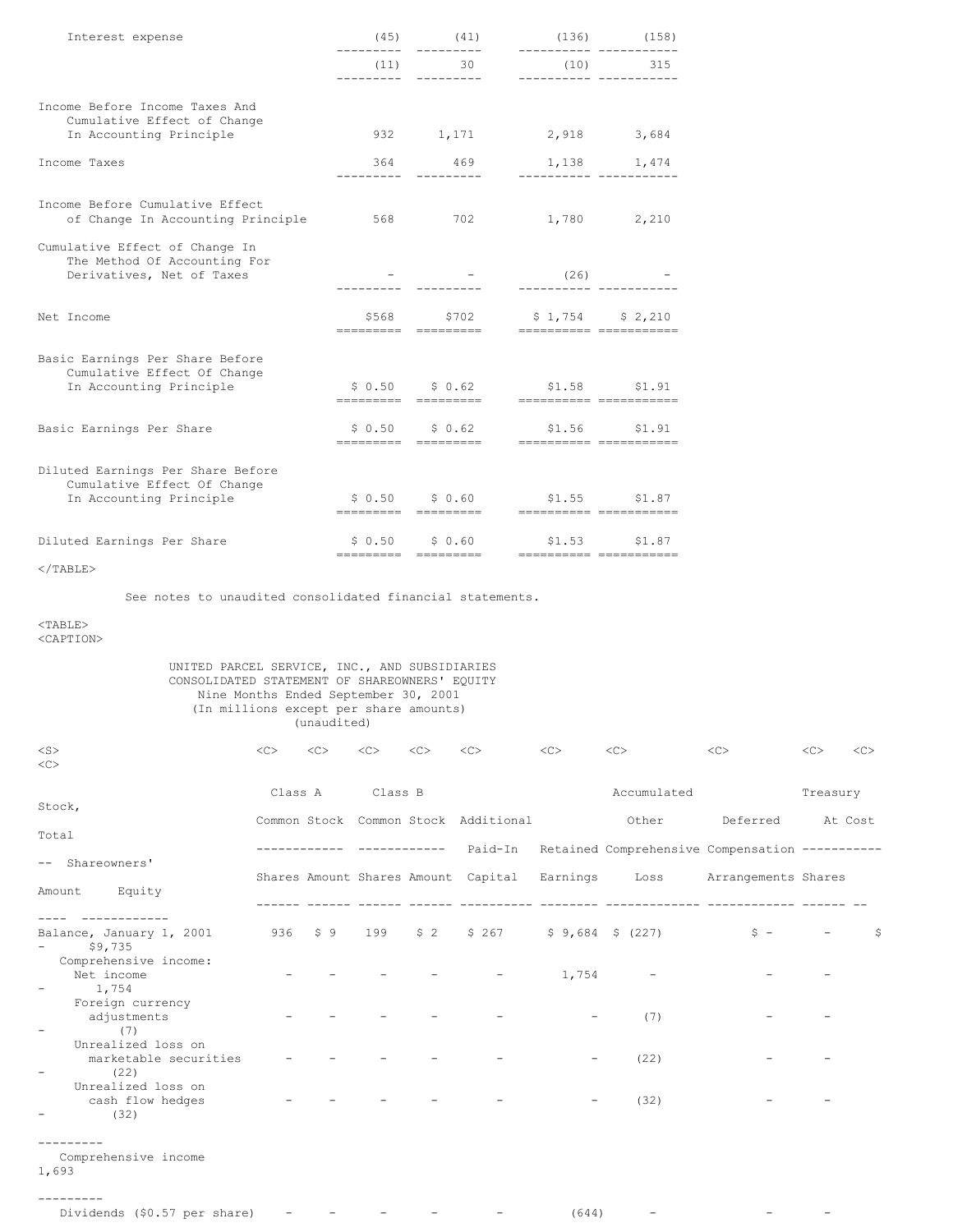| | | | | |
|---|---|---|---|---|
| Interest expense | (45) | (41) | (136) | (158) |
| | (11) | 30 | (10) | 315 |
| Income Before Income Taxes And Cumulative Effect of Change In Accounting Principle | 932 | 1,171 | 2,918 | 3,684 |
| Income Taxes | 364 | 469 | 1,138 | 1,474 |
| Income Before Cumulative Effect of Change In Accounting Principle | 568 | 702 | 1,780 | 2,210 |
| Cumulative Effect of Change In The Method Of Accounting For Derivatives, Net of Taxes | - | - | (26) | - |
| Net Income | $568 | $702 | $ 1,754 | $ 2,210 |
| Basic Earnings Per Share Before Cumulative Effect Of Change In Accounting Principle | $ 0.50 | $ 0.62 | $1.58 | $1.91 |
| Basic Earnings Per Share | $ 0.50 | $ 0.62 | $1.56 | $1.91 |
| Diluted Earnings Per Share Before Cumulative Effect Of Change In Accounting Principle | $ 0.50 | $ 0.60 | $1.55 | $1.87 |
| Diluted Earnings Per Share | $ 0.50 | $ 0.60 | $1.53 | $1.87 |

See notes to unaudited consolidated financial statements.

UNITED PARCEL SERVICE, INC., AND SUBSIDIARIES
CONSOLIDATED STATEMENT OF SHAREOWNERS' EQUITY
Nine Months Ended September 30, 2001
(In millions except per share amounts)
(unaudited)

| | Class A Common Stock | | Class B Common Stock | | Additional Paid-In Capital | Retained Earnings | Accumulated Other Comprehensive Loss | Deferred Compensation Arrangements | Treasury Stock, At Cost | | Total Shareowners' Equity |
|---|---|---|---|---|---|---|---|---|---|---|---|
| | Shares | Amount | Shares | Amount | | | | | Shares | Amount | |
| Balance, January 1, 2001 | 936 | $ 9 | 199 | $ 2 | $ 267 | $ 9,684 | $ (227) | $ - | - | $ - | $9,735 |
| Comprehensive income: | | | | | | | | | | | |
| Net income | - | - | - | - | - | 1,754 | - | - | - | - | 1,754 |
| Foreign currency adjustments | - | - | - | - | - | - | (7) | - | - | - | (7) |
| Unrealized loss on marketable securities | - | - | - | - | - | - | (22) | - | - | - | (22) |
| Unrealized loss on cash flow hedges | - | - | - | - | - | - | (32) | - | - | - | (32) |
| Comprehensive income | | | | | | | | | | | 1,693 |
| Dividends ($0.57 per share) | - | - | - | - | - | (644) | - | - | - | | |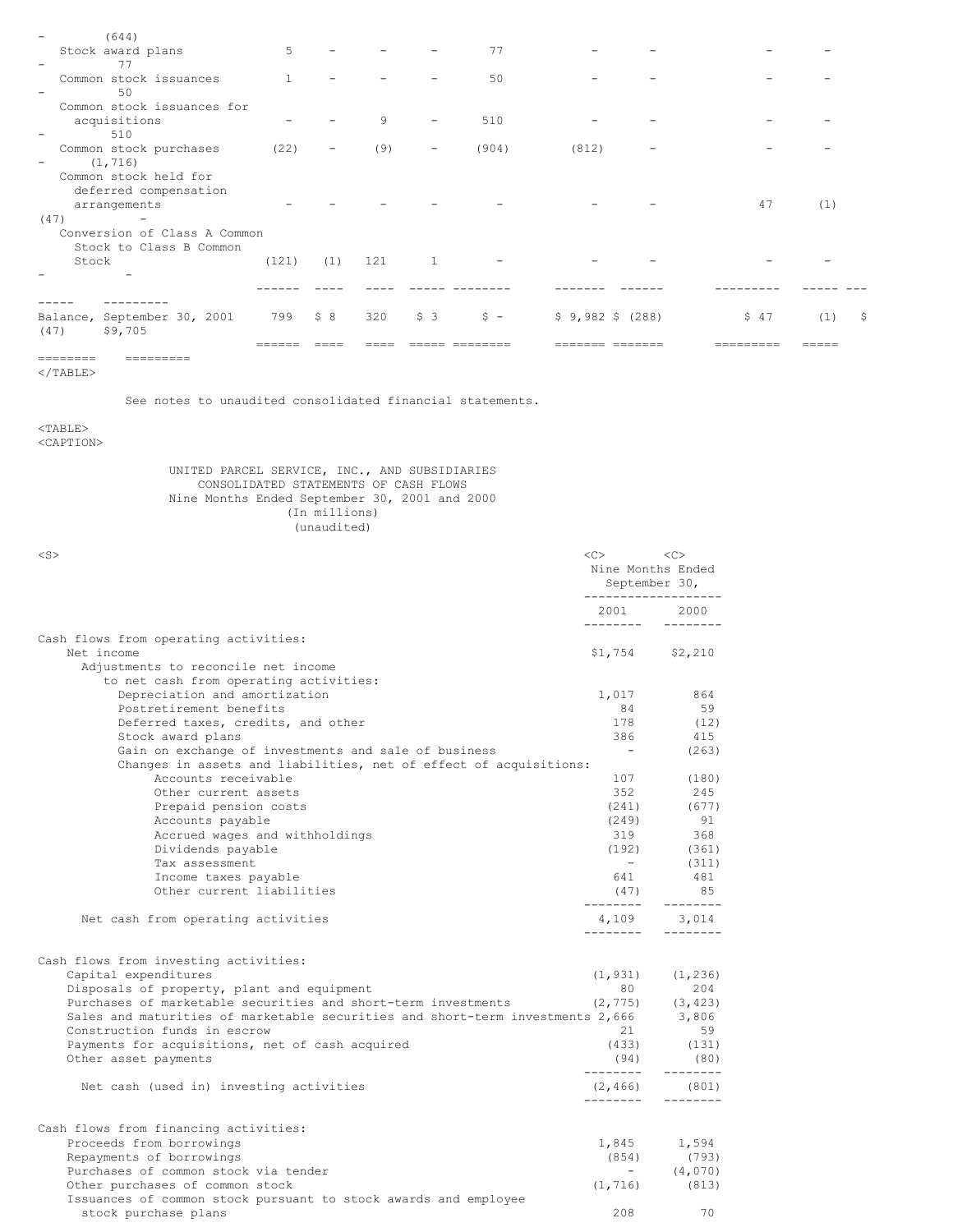| | | | | | | | | | | | |
|---|---|---|---|---|---|---|---|---|---|---|---|
| | | | | | | | | | | - | (644) |
| Stock award plans | 5 | - | - | - | 77 | - | - | - | - | - | 77 |
| Common stock issuances | 1 | - | - | - | 50 | - | - | - | - | - | 50 |
| Common stock issuances for acquisitions | - | - | 9 | - | 510 | - | - | - | - | - | 510 |
| Common stock purchases | (22) | - | (9) | - | (904) | (812) | - | - | - | - | (1,716) |
| Common stock held for deferred compensation arrangements | - | - | - | - | - | - | - | 47 | (1) | (47) | - |
| Conversion of Class A Common Stock to Class B Common Stock | (121) | (1) | 121 | 1 | - | - | - | - | - | - | - |
| Balance, September 30, 2001 | 799 | $ 8 | 320 | $ 3 | $ - | $ 9,982 | $ (288) | $ 47 | (1) | $ (47) | $9,705 |

See notes to unaudited consolidated financial statements.

UNITED PARCEL SERVICE, INC., AND SUBSIDIARIES
CONSOLIDATED STATEMENTS OF CASH FLOWS
Nine Months Ended September 30, 2001 and 2000
(In millions)
(unaudited)

| | Nine Months Ended September 30, | |
|---|---|---|
| | 2001 | 2000 |
| **Cash flows from operating activities:** | | |
| Net income | $1,754 | $2,210 |
| Adjustments to reconcile net income to net cash from operating activities: | | |
| Depreciation and amortization | 1,017 | 864 |
| Postretirement benefits | 84 | 59 |
| Deferred taxes, credits, and other | 178 | (12) |
| Stock award plans | 386 | 415 |
| Gain on exchange of investments and sale of business | - | (263) |
| Changes in assets and liabilities, net of effect of acquisitions: | | |
| Accounts receivable | 107 | (180) |
| Other current assets | 352 | 245 |
| Prepaid pension costs | (241) | (677) |
| Accounts payable | (249) | 91 |
| Accrued wages and withholdings | 319 | 368 |
| Dividends payable | (192) | (361) |
| Tax assessment | - | (311) |
| Income taxes payable | 641 | 481 |
| Other current liabilities | (47) | 85 |
| Net cash from operating activities | 4,109 | 3,014 |
| **Cash flows from investing activities:** | | |
| Capital expenditures | (1,931) | (1,236) |
| Disposals of property, plant and equipment | 80 | 204 |
| Purchases of marketable securities and short-term investments | (2,775) | (3,423) |
| Sales and maturities of marketable securities and short-term investments | 2,666 | 3,806 |
| Construction funds in escrow | 21 | 59 |
| Payments for acquisitions, net of cash acquired | (433) | (131) |
| Other asset payments | (94) | (80) |
| Net cash (used in) investing activities | (2,466) | (801) |
| **Cash flows from financing activities:** | | |
| Proceeds from borrowings | 1,845 | 1,594 |
| Repayments of borrowings | (854) | (793) |
| Purchases of common stock via tender | - | (4,070) |
| Other purchases of common stock | (1,716) | (813) |
| Issuances of common stock pursuant to stock awards and employee stock purchase plans | 208 | 70 |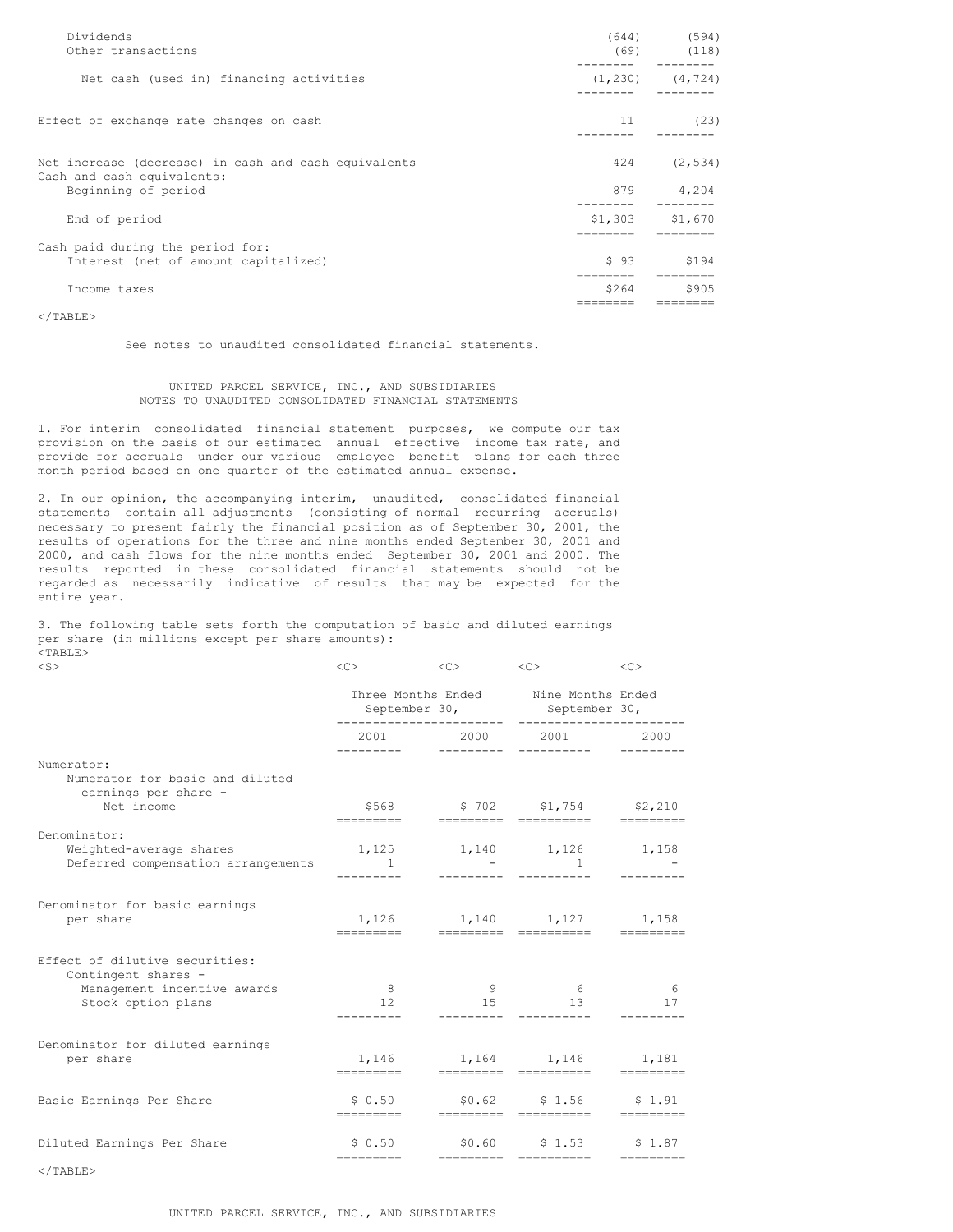| | | |
|---|---|---|
| Dividends | (644) | (594) |
| Other transactions | (69) | (118) |
| Net cash (used in) financing activities | (1,230) | (4,724) |
| Effect of exchange rate changes on cash | 11 | (23) |
| Net increase (decrease) in cash and cash equivalents | 424 | (2,534) |
| Cash and cash equivalents: | | |
| Beginning of period | 879 | 4,204 |
| End of period | $1,303 | $1,670 |
| Cash paid during the period for: | | |
| Interest (net of amount capitalized) | $ 93 | $194 |
| Income taxes | $264 | $905 |

See notes to unaudited consolidated financial statements.

UNITED PARCEL SERVICE, INC., AND SUBSIDIARIES
NOTES TO UNAUDITED CONSOLIDATED FINANCIAL STATEMENTS

1. For interim consolidated financial statement purposes, we compute our tax provision on the basis of our estimated annual effective income tax rate, and provide for accruals under our various employee benefit plans for each three month period based on one quarter of the estimated annual expense.

2. In our opinion, the accompanying interim, unaudited, consolidated financial statements contain all adjustments (consisting of normal recurring accruals) necessary to present fairly the financial position as of September 30, 2001, the results of operations for the three and nine months ended September 30, 2001 and 2000, and cash flows for the nine months ended September 30, 2001 and 2000. The results reported in these consolidated financial statements should not be regarded as necessarily indicative of results that may be expected for the entire year.

3. The following table sets forth the computation of basic and diluted earnings per share (in millions except per share amounts):

| | Three Months Ended September 30, | | Nine Months Ended September 30, | |
|---|---|---|---|---|
| | 2001 | 2000 | 2001 | 2000 |
| Numerator: | | | | |
| Numerator for basic and diluted earnings per share - Net income | $568 | $ 702 | $1,754 | $2,210 |
| Denominator: | | | | |
| Weighted-average shares | 1,125 | 1,140 | 1,126 | 1,158 |
| Deferred compensation arrangements | 1 | - | 1 | - |
| Denominator for basic earnings per share | 1,126 | 1,140 | 1,127 | 1,158 |
| Effect of dilutive securities: | | | | |
| Contingent shares - | | | | |
| Management incentive awards | 8 | 9 | 6 | 6 |
| Stock option plans | 12 | 15 | 13 | 17 |
| Denominator for diluted earnings per share | 1,146 | 1,164 | 1,146 | 1,181 |
| Basic Earnings Per Share | $ 0.50 | $0.62 | $ 1.56 | $ 1.91 |
| Diluted Earnings Per Share | $ 0.50 | $0.60 | $ 1.53 | $ 1.87 |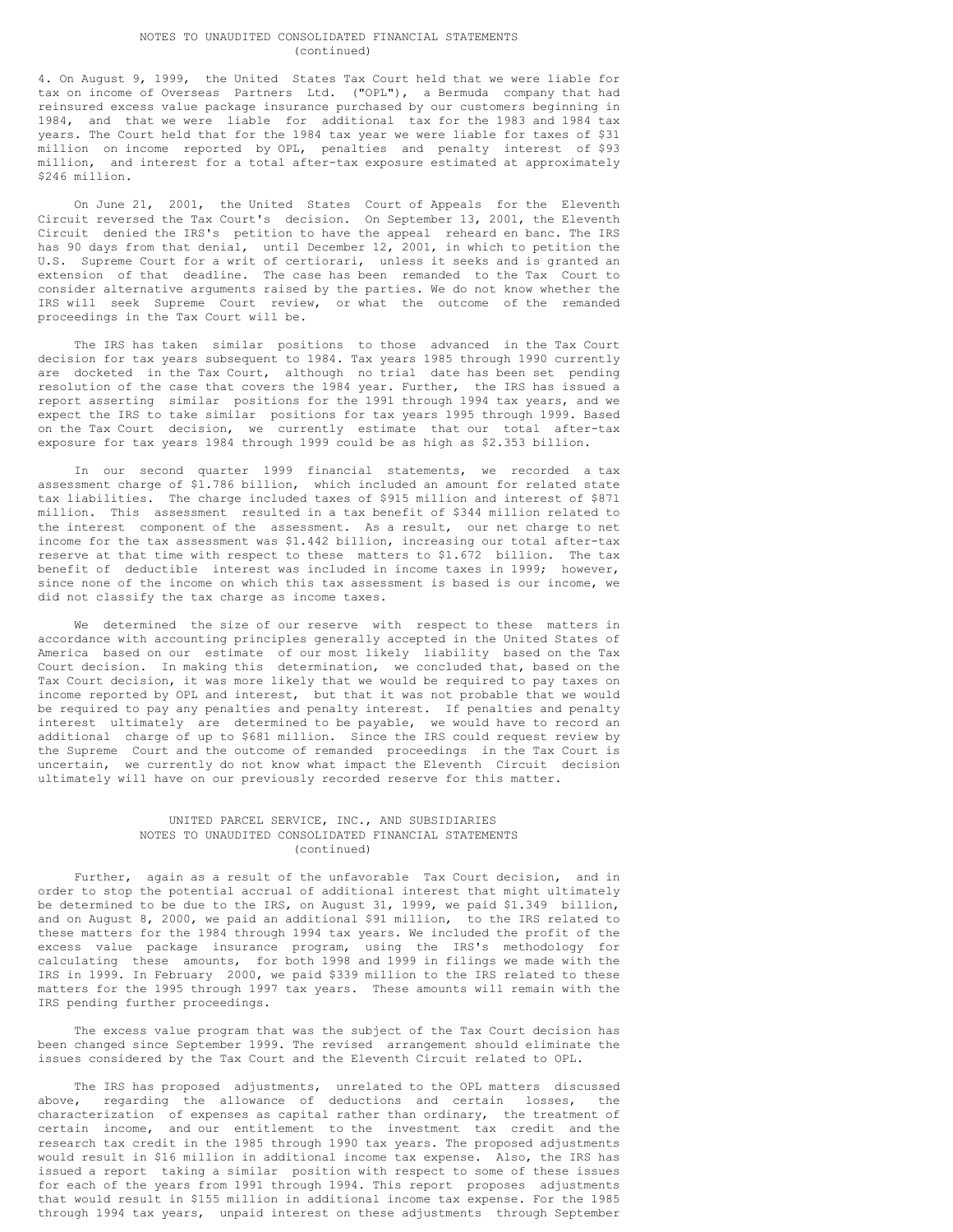4. On August 9, 1999, the United States Tax Court held that we were liable for tax on income of Overseas Partners Ltd. ("OPL"), a Bermuda company that had reinsured excess value package insurance purchased by our customers beginning in 1984, and that we were liable for additional tax for the 1983 and 1984 tax years. The Court held that for the 1984 tax year we were liable for taxes of $31 million on income reported by OPL, penalties and penalty interest of $93 million, and interest for a total after-tax exposure estimated at approximately $246 million.

On June 21, 2001, the United States Court of Appeals for the Eleventh Circuit reversed the Tax Court's decision. On September 13, 2001, the Eleventh Circuit denied the IRS's petition to have the appeal reheard en banc. The IRS has 90 days from that denial, until December 12, 2001, in which to petition the U.S. Supreme Court for a writ of certiorari, unless it seeks and is granted an extension of that deadline. The case has been remanded to the Tax Court to consider alternative arguments raised by the parties. We do not know whether the IRS will seek Supreme Court review, or what the outcome of the remanded proceedings in the Tax Court will be.

The IRS has taken similar positions to those advanced in the Tax Court decision for tax years subsequent to 1984. Tax years 1985 through 1990 currently are docketed in the Tax Court, although no trial date has been set pending resolution of the case that covers the 1984 year. Further, the IRS has issued a report asserting similar positions for the 1991 through 1994 tax years, and we expect the IRS to take similar positions for tax years 1995 through 1999. Based on the Tax Court decision, we currently estimate that our total after-tax exposure for tax years 1984 through 1999 could be as high as $2.353 billion.

In our second quarter 1999 financial statements, we recorded a tax assessment charge of $1.786 billion, which included an amount for related state tax liabilities. The charge included taxes of $915 million and interest of $871 million. This assessment resulted in a tax benefit of $344 million related to the interest component of the assessment. As a result, our net charge to net income for the tax assessment was $1.442 billion, increasing our total after-tax reserve at that time with respect to these matters to $1.672 billion. The tax benefit of deductible interest was included in income taxes in 1999; however, since none of the income on which this tax assessment is based is our income, we did not classify the tax charge as income taxes.

We determined the size of our reserve with respect to these matters in accordance with accounting principles generally accepted in the United States of America based on our estimate of our most likely liability based on the Tax Court decision. In making this determination, we concluded that, based on the Tax Court decision, it was more likely that we would be required to pay taxes on income reported by OPL and interest, but that it was not probable that we would be required to pay any penalties and penalty interest. If penalties and penalty interest ultimately are determined to be payable, we would have to record an additional charge of up to $681 million. Since the IRS could request review by the Supreme Court and the outcome of remanded proceedings in the Tax Court is uncertain, we currently do not know what impact the Eleventh Circuit decision ultimately will have on our previously recorded reserve for this matter.

Further, again as a result of the unfavorable Tax Court decision, and in order to stop the potential accrual of additional interest that might ultimately be determined to be due to the IRS, on August 31, 1999, we paid $1.349 billion, and on August 8, 2000, we paid an additional $91 million, to the IRS related to these matters for the 1984 through 1994 tax years. We included the profit of the excess value package insurance program, using the IRS's methodology for calculating these amounts, for both 1998 and 1999 in filings we made with the IRS in 1999. In February 2000, we paid $339 million to the IRS related to these matters for the 1995 through 1997 tax years. These amounts will remain with the IRS pending further proceedings.

The excess value program that was the subject of the Tax Court decision has been changed since September 1999. The revised arrangement should eliminate the issues considered by the Tax Court and the Eleventh Circuit related to OPL.

The IRS has proposed adjustments, unrelated to the OPL matters discussed above, regarding the allowance of deductions and certain losses, the characterization of expenses as capital rather than ordinary, the treatment of certain income, and our entitlement to the investment tax credit and the research tax credit in the 1985 through 1990 tax years. The proposed adjustments would result in $16 million in additional income tax expense. Also, the IRS has issued a report taking a similar position with respect to some of these issues for each of the years from 1991 through 1994. This report proposes adjustments that would result in $155 million in additional income tax expense. For the 1985 through 1994 tax years, unpaid interest on these adjustments through September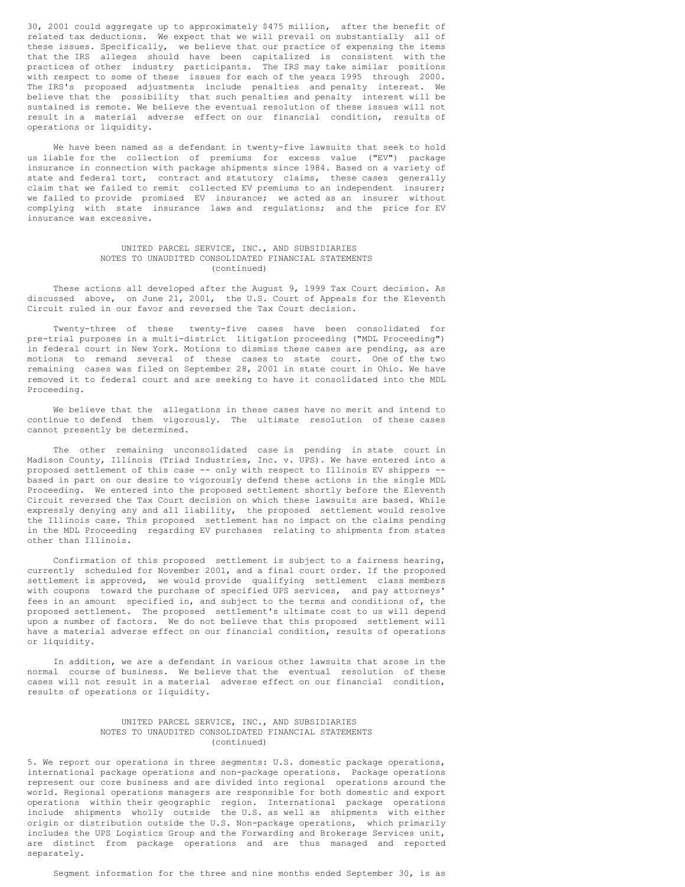30, 2001 could aggregate up to approximately $475 million, after the benefit of related tax deductions. We expect that we will prevail on substantially all of these issues. Specifically, we believe that our practice of expensing the items that the IRS alleges should have been capitalized is consistent with the practices of other industry participants. The IRS may take similar positions with respect to some of these issues for each of the years 1995 through 2000. The IRS's proposed adjustments include penalties and penalty interest. We believe that the possibility that such penalties and penalty interest will be sustained is remote. We believe the eventual resolution of these issues will not result in a material adverse effect on our financial condition, results of operations or liquidity.

We have been named as a defendant in twenty-five lawsuits that seek to hold us liable for the collection of premiums for excess value ("EV") package insurance in connection with package shipments since 1984. Based on a variety of state and federal tort, contract and statutory claims, these cases generally claim that we failed to remit collected EV premiums to an independent insurer; we failed to provide promised EV insurance; we acted as an insurer without complying with state insurance laws and regulations; and the price for EV insurance was excessive.

UNITED PARCEL SERVICE, INC., AND SUBSIDIARIES
NOTES TO UNAUDITED CONSOLIDATED FINANCIAL STATEMENTS
(continued)

These actions all developed after the August 9, 1999 Tax Court decision. As discussed above, on June 21, 2001, the U.S. Court of Appeals for the Eleventh Circuit ruled in our favor and reversed the Tax Court decision.

Twenty-three of these twenty-five cases have been consolidated for pre-trial purposes in a multi-district litigation proceeding ("MDL Proceeding") in federal court in New York. Motions to dismiss these cases are pending, as are motions to remand several of these cases to state court. One of the two remaining cases was filed on September 28, 2001 in state court in Ohio. We have removed it to federal court and are seeking to have it consolidated into the MDL Proceeding.

We believe that the allegations in these cases have no merit and intend to continue to defend them vigorously. The ultimate resolution of these cases cannot presently be determined.

The other remaining unconsolidated case is pending in state court in Madison County, Illinois (Triad Industries, Inc. v. UPS). We have entered into a proposed settlement of this case -- only with respect to Illinois EV shippers -- based in part on our desire to vigorously defend these actions in the single MDL Proceeding. We entered into the proposed settlement shortly before the Eleventh Circuit reversed the Tax Court decision on which these lawsuits are based. While expressly denying any and all liability, the proposed settlement would resolve the Illinois case. This proposed settlement has no impact on the claims pending in the MDL Proceeding regarding EV purchases relating to shipments from states other than Illinois.

Confirmation of this proposed settlement is subject to a fairness hearing, currently scheduled for November 2001, and a final court order. If the proposed settlement is approved, we would provide qualifying settlement class members with coupons toward the purchase of specified UPS services, and pay attorneys' fees in an amount specified in, and subject to the terms and conditions of, the proposed settlement. The proposed settlement's ultimate cost to us will depend upon a number of factors. We do not believe that this proposed settlement will have a material adverse effect on our financial condition, results of operations or liquidity.

In addition, we are a defendant in various other lawsuits that arose in the normal course of business. We believe that the eventual resolution of these cases will not result in a material adverse effect on our financial condition, results of operations or liquidity.

UNITED PARCEL SERVICE, INC., AND SUBSIDIARIES
NOTES TO UNAUDITED CONSOLIDATED FINANCIAL STATEMENTS
(continued)

5. We report our operations in three segments: U.S. domestic package operations, international package operations and non-package operations. Package operations represent our core business and are divided into regional operations around the world. Regional operations managers are responsible for both domestic and export operations within their geographic region. International package operations include shipments wholly outside the U.S. as well as shipments with either origin or distribution outside the U.S. Non-package operations, which primarily includes the UPS Logistics Group and the Forwarding and Brokerage Services unit, are distinct from package operations and are thus managed and reported separately.

Segment information for the three and nine months ended September 30, is as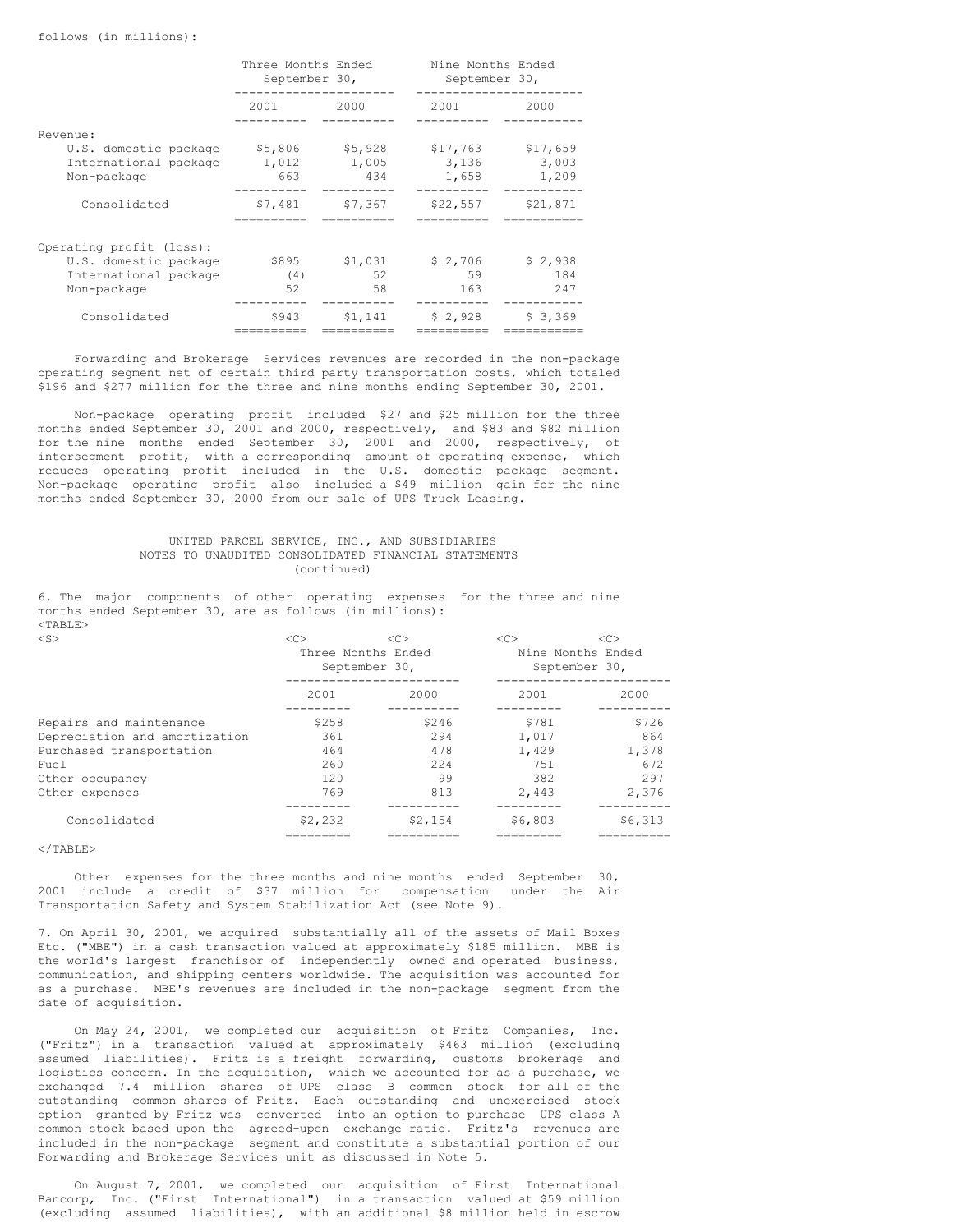follows (in millions):

| | Three Months Ended September 30, | | Nine Months Ended September 30, | |
|---|---|---|---|---|
| | 2001 | 2000 | 2001 | 2000 |
| Revenue: | | | | |
| U.S. domestic package | $5,806 | $5,928 | $17,763 | $17,659 |
| International package | 1,012 | 1,005 | 3,136 | 3,003 |
| Non-package | 663 | 434 | 1,658 | 1,209 |
| Consolidated | $7,481 | $7,367 | $22,557 | $21,871 |
| Operating profit (loss): | | | | |
| U.S. domestic package | $895 | $1,031 | $ 2,706 | $ 2,938 |
| International package | (4) | 52 | 59 | 184 |
| Non-package | 52 | 58 | 163 | 247 |
| Consolidated | $943 | $1,141 | $ 2,928 | $ 3,369 |

Forwarding and Brokerage Services revenues are recorded in the non-package operating segment net of certain third party transportation costs, which totaled $196 and $277 million for the three and nine months ending September 30, 2001.

Non-package operating profit included $27 and $25 million for the three months ended September 30, 2001 and 2000, respectively, and $83 and $82 million for the nine months ended September 30, 2001 and 2000, respectively, of intersegment profit, with a corresponding amount of operating expense, which reduces operating profit included in the U.S. domestic package segment. Non-package operating profit also included a $49 million gain for the nine months ended September 30, 2000 from our sale of UPS Truck Leasing.

UNITED PARCEL SERVICE, INC., AND SUBSIDIARIES
NOTES TO UNAUDITED CONSOLIDATED FINANCIAL STATEMENTS
(continued)

6. The major components of other operating expenses for the three and nine months ended September 30, are as follows (in millions):

| | Three Months Ended September 30, | | Nine Months Ended September 30, | |
|---|---|---|---|---|
| | 2001 | 2000 | 2001 | 2000 |
| Repairs and maintenance | $258 | $246 | $781 | $726 |
| Depreciation and amortization | 361 | 294 | 1,017 | 864 |
| Purchased transportation | 464 | 478 | 1,429 | 1,378 |
| Fuel | 260 | 224 | 751 | 672 |
| Other occupancy | 120 | 99 | 382 | 297 |
| Other expenses | 769 | 813 | 2,443 | 2,376 |
| Consolidated | $2,232 | $2,154 | $6,803 | $6,313 |

Other expenses for the three months and nine months ended September 30, 2001 include a credit of $37 million for compensation under the Air Transportation Safety and System Stabilization Act (see Note 9).

7. On April 30, 2001, we acquired substantially all of the assets of Mail Boxes Etc. ("MBE") in a cash transaction valued at approximately $185 million. MBE is the world's largest franchisor of independently owned and operated business, communication, and shipping centers worldwide. The acquisition was accounted for as a purchase. MBE's revenues are included in the non-package segment from the date of acquisition.

On May 24, 2001, we completed our acquisition of Fritz Companies, Inc. ("Fritz") in a transaction valued at approximately $463 million (excluding assumed liabilities). Fritz is a freight forwarding, customs brokerage and logistics concern. In the acquisition, which we accounted for as a purchase, we exchanged 7.4 million shares of UPS class B common stock for all of the outstanding common shares of Fritz. Each outstanding and unexercised stock option granted by Fritz was converted into an option to purchase UPS class A common stock based upon the agreed-upon exchange ratio. Fritz's revenues are included in the non-package segment and constitute a substantial portion of our Forwarding and Brokerage Services unit as discussed in Note 5.

On August 7, 2001, we completed our acquisition of First International Bancorp, Inc. ("First International") in a transaction valued at $59 million (excluding assumed liabilities), with an additional $8 million held in escrow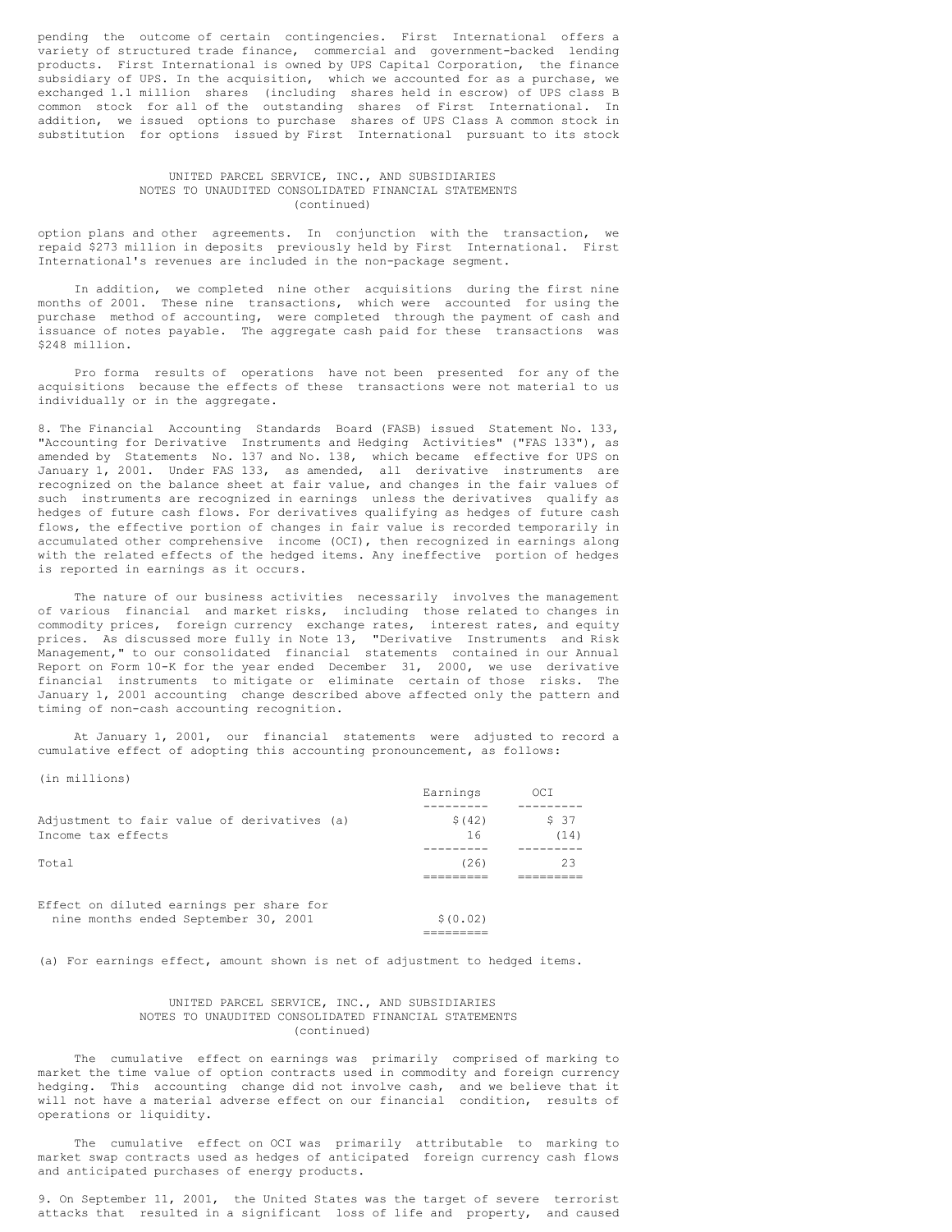pending the outcome of certain contingencies. First International offers a variety of structured trade finance, commercial and government-backed lending products. First International is owned by UPS Capital Corporation, the finance subsidiary of UPS. In the acquisition, which we accounted for as a purchase, we exchanged 1.1 million shares (including shares held in escrow) of UPS class B common stock for all of the outstanding shares of First International. In addition, we issued options to purchase shares of UPS Class A common stock in substitution for options issued by First International pursuant to its stock option plans and other agreements. In conjunction with the transaction, we repaid $273 million in deposits previously held by First International. First International's revenues are included in the non-package segment.

In addition, we completed nine other acquisitions during the first nine months of 2001. These nine transactions, which were accounted for using the purchase method of accounting, were completed through the payment of cash and issuance of notes payable. The aggregate cash paid for these transactions was $248 million.

Pro forma results of operations have not been presented for any of the acquisitions because the effects of these transactions were not material to us individually or in the aggregate.

8. The Financial Accounting Standards Board (FASB) issued Statement No. 133, "Accounting for Derivative Instruments and Hedging Activities" ("FAS 133"), as amended by Statements No. 137 and No. 138, which became effective for UPS on January 1, 2001. Under FAS 133, as amended, all derivative instruments are recognized on the balance sheet at fair value, and changes in the fair values of such instruments are recognized in earnings unless the derivatives qualify as hedges of future cash flows. For derivatives qualifying as hedges of future cash flows, the effective portion of changes in fair value is recorded temporarily in accumulated other comprehensive income (OCI), then recognized in earnings along with the related effects of the hedged items. Any ineffective portion of hedges is reported in earnings as it occurs.

The nature of our business activities necessarily involves the management of various financial and market risks, including those related to changes in commodity prices, foreign currency exchange rates, interest rates, and equity prices. As discussed more fully in Note 13, "Derivative Instruments and Risk Management," to our consolidated financial statements contained in our Annual Report on Form 10-K for the year ended December 31, 2000, we use derivative financial instruments to mitigate or eliminate certain of those risks. The January 1, 2001 accounting change described above affected only the pattern and timing of non-cash accounting recognition.

At January 1, 2001, our financial statements were adjusted to record a cumulative effect of adopting this accounting pronouncement, as follows:

(in millions)

| | Earnings | OCI |
|---|---|---|
| Adjustment to fair value of derivatives (a) | $(42) | $ 37 |
| Income tax effects | 16 | (14) |
| Total | (26) | 23 |
| Effect on diluted earnings per share for nine months ended September 30, 2001 | $(0.02) | |

(a) For earnings effect, amount shown is net of adjustment to hedged items.

The cumulative effect on earnings was primarily comprised of marking to market the time value of option contracts used in commodity and foreign currency hedging. This accounting change did not involve cash, and we believe that it will not have a material adverse effect on our financial condition, results of operations or liquidity.

The cumulative effect on OCI was primarily attributable to marking to market swap contracts used as hedges of anticipated foreign currency cash flows and anticipated purchases of energy products.

9. On September 11, 2001, the United States was the target of severe terrorist attacks that resulted in a significant loss of life and property, and caused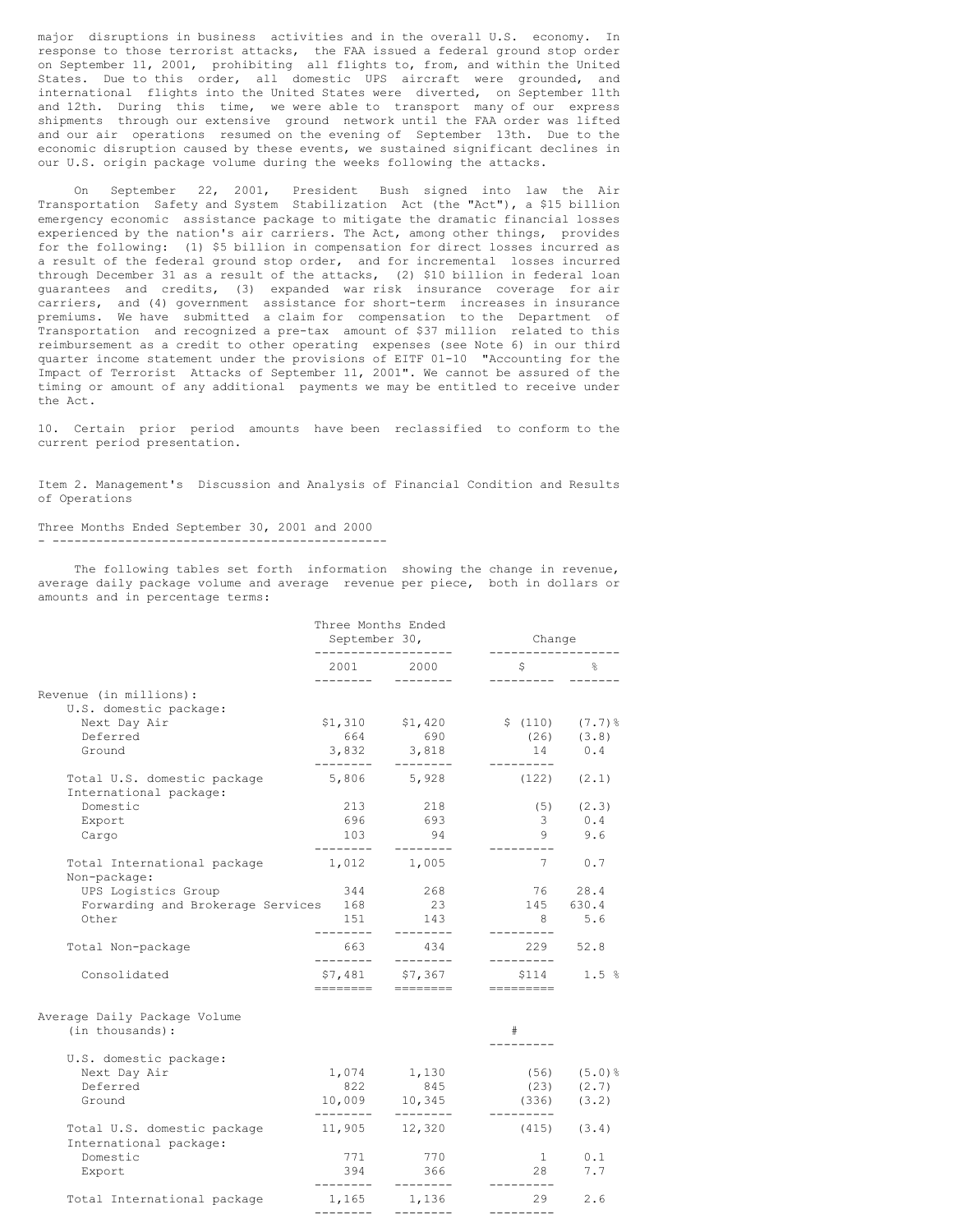major disruptions in business activities and in the overall U.S. economy. In response to those terrorist attacks, the FAA issued a federal ground stop order on September 11, 2001, prohibiting all flights to, from, and within the United States. Due to this order, all domestic UPS aircraft were grounded, and international flights into the United States were diverted, on September 11th and 12th. During this time, we were able to transport many of our express shipments through our extensive ground network until the FAA order was lifted and our air operations resumed on the evening of September 13th. Due to the economic disruption caused by these events, we sustained significant declines in our U.S. origin package volume during the weeks following the attacks.

On September 22, 2001, President Bush signed into law the Air Transportation Safety and System Stabilization Act (the "Act"), a $15 billion emergency economic assistance package to mitigate the dramatic financial losses experienced by the nation's air carriers. The Act, among other things, provides for the following: (1) $5 billion in compensation for direct losses incurred as a result of the federal ground stop order, and for incremental losses incurred through December 31 as a result of the attacks, (2) $10 billion in federal loan guarantees and credits, (3) expanded war risk insurance coverage for air carriers, and (4) government assistance for short-term increases in insurance premiums. We have submitted a claim for compensation to the Department of Transportation and recognized a pre-tax amount of $37 million related to this reimbursement as a credit to other operating expenses (see Note 6) in our third quarter income statement under the provisions of EITF 01-10 "Accounting for the Impact of Terrorist Attacks of September 11, 2001". We cannot be assured of the timing or amount of any additional payments we may be entitled to receive under the Act.

10. Certain prior period amounts have been reclassified to conform to the current period presentation.

## Item 2. Management's Discussion and Analysis of Financial Condition and Results of Operations

### Three Months Ended September 30, 2001 and 2000

The following tables set forth information showing the change in revenue, average daily package volume and average revenue per piece, both in dollars or amounts and in percentage terms:

| | Three Months Ended September 30, | | Change | |
|---|---|---|---|---|
| | 2001 | 2000 | $ | % |
| **Revenue (in millions):** | | | | |
| U.S. domestic package: | | | | |
| Next Day Air | $1,310 | $1,420 | $ (110) | (7.7)% |
| Deferred | 664 | 690 | (26) | (3.8) |
| Ground | 3,832 | 3,818 | 14 | 0.4 |
| Total U.S. domestic package | 5,806 | 5,928 | (122) | (2.1) |
| International package: | | | | |
| Domestic | 213 | 218 | (5) | (2.3) |
| Export | 696 | 693 | 3 | 0.4 |
| Cargo | 103 | 94 | 9 | 9.6 |
| Total International package | 1,012 | 1,005 | 7 | 0.7 |
| Non-package: | | | | |
| UPS Logistics Group | 344 | 268 | 76 | 28.4 |
| Forwarding and Brokerage Services | 168 | 23 | 145 | 630.4 |
| Other | 151 | 143 | 8 | 5.6 |
| Total Non-package | 663 | 434 | 229 | 52.8 |
| Consolidated | $7,481 | $7,367 | $114 | 1.5 % |
| **Average Daily Package Volume (in thousands):** | | | # | |
| U.S. domestic package: | | | | |
| Next Day Air | 1,074 | 1,130 | (56) | (5.0)% |
| Deferred | 822 | 845 | (23) | (2.7) |
| Ground | 10,009 | 10,345 | (336) | (3.2) |
| Total U.S. domestic package | 11,905 | 12,320 | (415) | (3.4) |
| International package: | | | | |
| Domestic | 771 | 770 | 1 | 0.1 |
| Export | 394 | 366 | 28 | 7.7 |
| Total International package | 1,165 | 1,136 | 29 | 2.6 |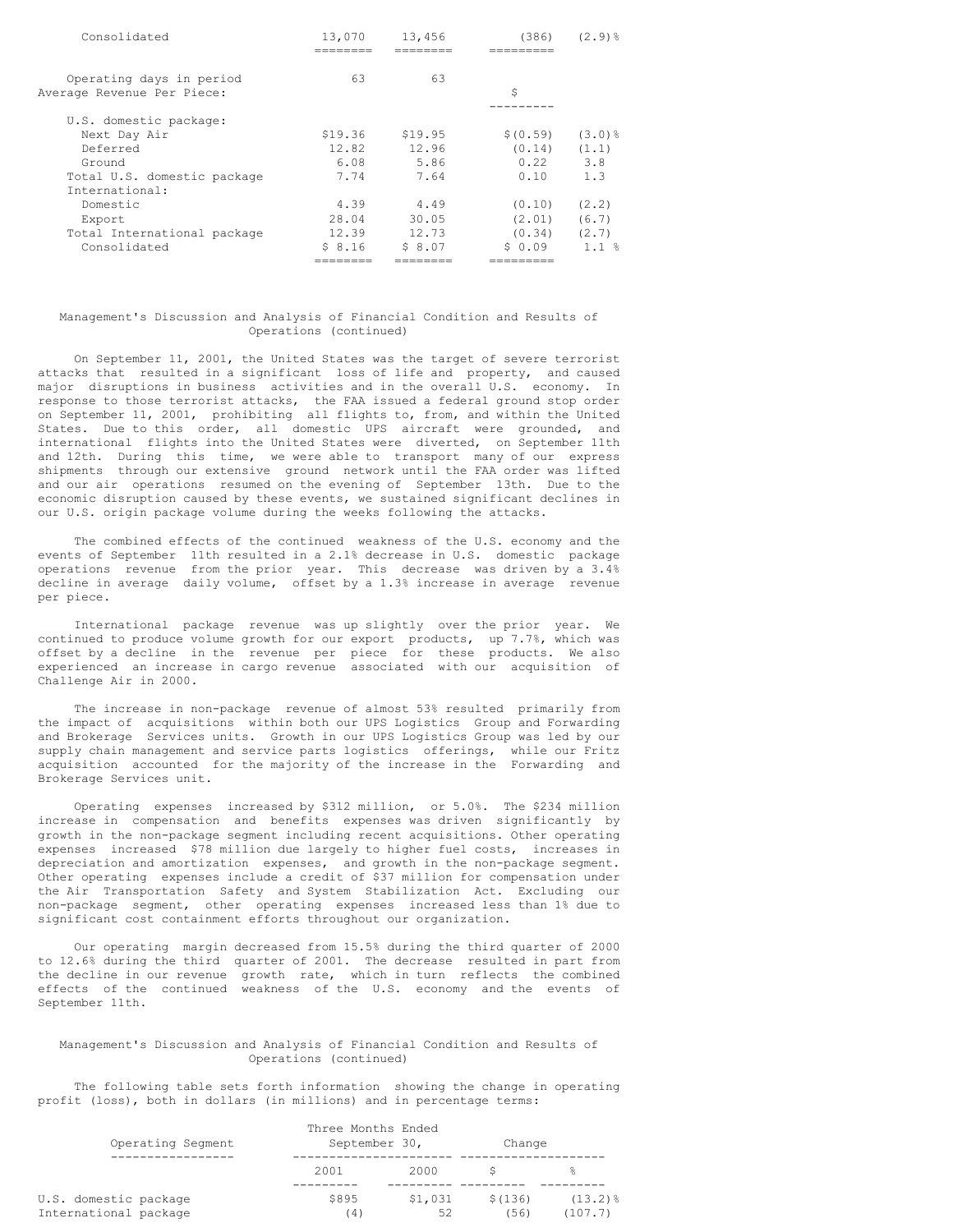| | | | | |
|---|---|---|---|---|
| Consolidated | 13,070 | 13,456 | (386) | (2.9)% |
| | | | | |
| Operating days in period | 63 | 63 | | |
| Average Revenue Per Piece: | | | $ | |
| U.S. domestic package: | | | | |
| Next Day Air | $19.36 | $19.95 | $(0.59) | (3.0)% |
| Deferred | 12.82 | 12.96 | (0.14) | (1.1) |
| Ground | 6.08 | 5.86 | 0.22 | 3.8 |
| Total U.S. domestic package | 7.74 | 7.64 | 0.10 | 1.3 |
| International: | | | | |
| Domestic | 4.39 | 4.49 | (0.10) | (2.2) |
| Export | 28.04 | 30.05 | (2.01) | (6.7) |
| Total International package | 12.39 | 12.73 | (0.34) | (2.7) |
| Consolidated | $ 8.16 | $ 8.07 | $ 0.09 | 1.1 % |

## Management's Discussion and Analysis of Financial Condition and Results of Operations (continued)

On September 11, 2001, the United States was the target of severe terrorist attacks that resulted in a significant loss of life and property, and caused major disruptions in business activities and in the overall U.S. economy. In response to those terrorist attacks, the FAA issued a federal ground stop order on September 11, 2001, prohibiting all flights to, from, and within the United States. Due to this order, all domestic UPS aircraft were grounded, and international flights into the United States were diverted, on September 11th and 12th. During this time, we were able to transport many of our express shipments through our extensive ground network until the FAA order was lifted and our air operations resumed on the evening of September 13th. Due to the economic disruption caused by these events, we sustained significant declines in our U.S. origin package volume during the weeks following the attacks.

The combined effects of the continued weakness of the U.S. economy and the events of September 11th resulted in a 2.1% decrease in U.S. domestic package operations revenue from the prior year. This decrease was driven by a 3.4% decline in average daily volume, offset by a 1.3% increase in average revenue per piece.

International package revenue was up slightly over the prior year. We continued to produce volume growth for our export products, up 7.7%, which was offset by a decline in the revenue per piece for these products. We also experienced an increase in cargo revenue associated with our acquisition of Challenge Air in 2000.

The increase in non-package revenue of almost 53% resulted primarily from the impact of acquisitions within both our UPS Logistics Group and Forwarding and Brokerage Services units. Growth in our UPS Logistics Group was led by our supply chain management and service parts logistics offerings, while our Fritz acquisition accounted for the majority of the increase in the Forwarding and Brokerage Services unit.

Operating expenses increased by $312 million, or 5.0%. The $234 million increase in compensation and benefits expenses was driven significantly by growth in the non-package segment including recent acquisitions. Other operating expenses increased $78 million due largely to higher fuel costs, increases in depreciation and amortization expenses, and growth in the non-package segment. Other operating expenses include a credit of $37 million for compensation under the Air Transportation Safety and System Stabilization Act. Excluding our non-package segment, other operating expenses increased less than 1% due to significant cost containment efforts throughout our organization.

Our operating margin decreased from 15.5% during the third quarter of 2000 to 12.6% during the third quarter of 2001. The decrease resulted in part from the decline in our revenue growth rate, which in turn reflects the combined effects of the continued weakness of the U.S. economy and the events of September 11th.

## Management's Discussion and Analysis of Financial Condition and Results of Operations (continued)

The following table sets forth information showing the change in operating profit (loss), both in dollars (in millions) and in percentage terms:

| Operating Segment | Three Months Ended September 30, | | Change | |
|---|---|---|---|---|
| | 2001 | 2000 | $ | % |
| U.S. domestic package | $895 | $1,031 | $(136) | (13.2)% |
| International package | (4) | 52 | (56) | (107.7) |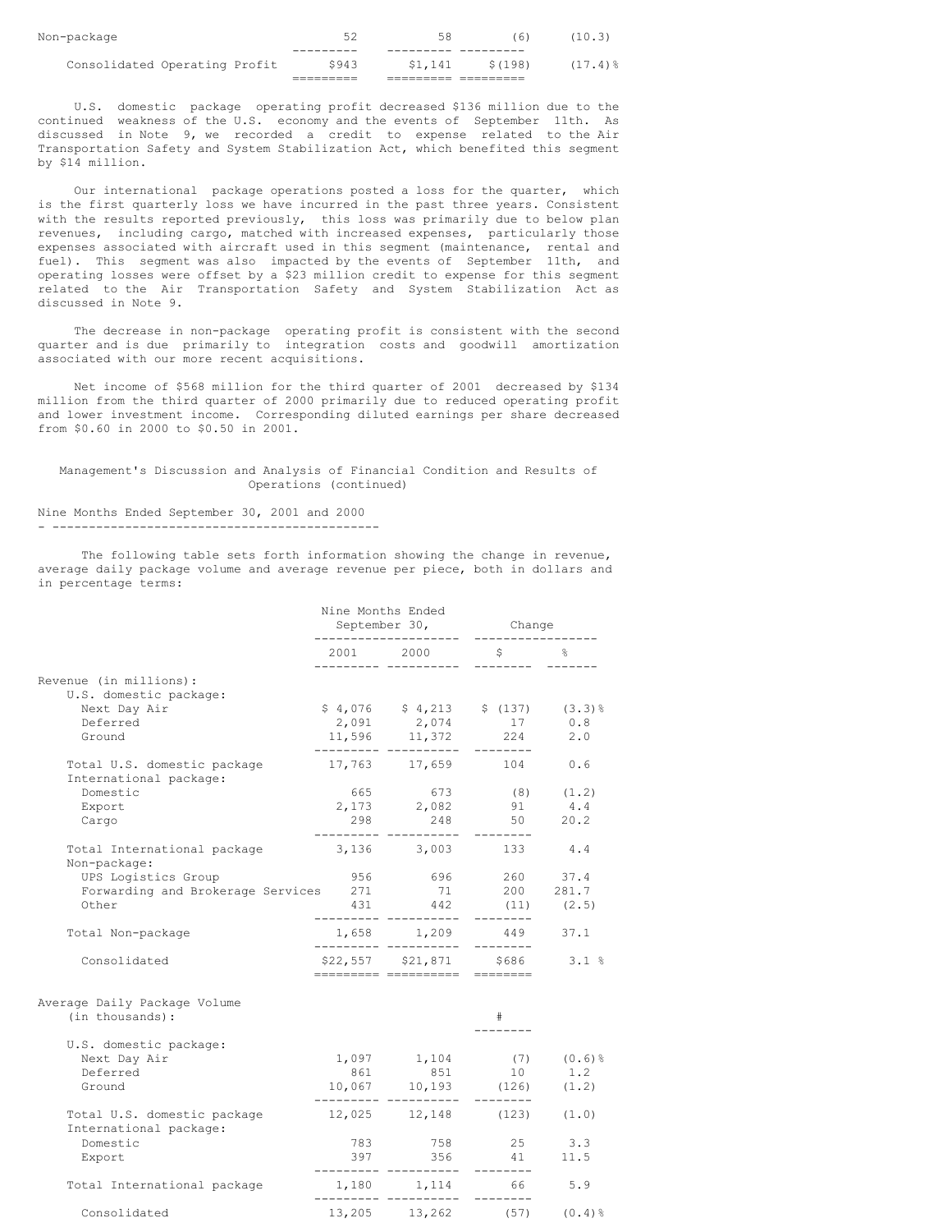| | | | | |
|---|---|---|---|---|
| Non-package | 52 | 58 | (6) | (10.3) |
| Consolidated Operating Profit | $943 | $1,141 | $(198) | (17.4)% |

U.S. domestic package operating profit decreased $136 million due to the continued weakness of the U.S. economy and the events of September 11th. As discussed in Note 9, we recorded a credit to expense related to the Air Transportation Safety and System Stabilization Act, which benefited this segment by $14 million.

Our international package operations posted a loss for the quarter, which is the first quarterly loss we have incurred in the past three years. Consistent with the results reported previously, this loss was primarily due to below plan revenues, including cargo, matched with increased expenses, particularly those expenses associated with aircraft used in this segment (maintenance, rental and fuel). This segment was also impacted by the events of September 11th, and operating losses were offset by a $23 million credit to expense for this segment related to the Air Transportation Safety and System Stabilization Act as discussed in Note 9.

The decrease in non-package operating profit is consistent with the second quarter and is due primarily to integration costs and goodwill amortization associated with our more recent acquisitions.

Net income of $568 million for the third quarter of 2001 decreased by $134 million from the third quarter of 2000 primarily due to reduced operating profit and lower investment income. Corresponding diluted earnings per share decreased from $0.60 in 2000 to $0.50 in 2001.

Management's Discussion and Analysis of Financial Condition and Results of Operations (continued)

Nine Months Ended September 30, 2001 and 2000

The following table sets forth information showing the change in revenue, average daily package volume and average revenue per piece, both in dollars and in percentage terms:

| | Nine Months Ended September 30, | | Change | |
|---|---|---|---|---|
| | 2001 | 2000 | $ | % |
| Revenue (in millions): | | | | |
| U.S. domestic package: | | | | |
| Next Day Air | $ 4,076 | $ 4,213 | $ (137) | (3.3)% |
| Deferred | 2,091 | 2,074 | 17 | 0.8 |
| Ground | 11,596 | 11,372 | 224 | 2.0 |
| Total U.S. domestic package | 17,763 | 17,659 | 104 | 0.6 |
| International package: | | | | |
| Domestic | 665 | 673 | (8) | (1.2) |
| Export | 2,173 | 2,082 | 91 | 4.4 |
| Cargo | 298 | 248 | 50 | 20.2 |
| Total International package | 3,136 | 3,003 | 133 | 4.4 |
| Non-package: | | | | |
| UPS Logistics Group | 956 | 696 | 260 | 37.4 |
| Forwarding and Brokerage Services | 271 | 71 | 200 | 281.7 |
| Other | 431 | 442 | (11) | (2.5) |
| Total Non-package | 1,658 | 1,209 | 449 | 37.1 |
| Consolidated | $22,557 | $21,871 | $686 | 3.1 % |
| Average Daily Package Volume (in thousands): | | | # | |
| U.S. domestic package: | | | | |
| Next Day Air | 1,097 | 1,104 | (7) | (0.6)% |
| Deferred | 861 | 851 | 10 | 1.2 |
| Ground | 10,067 | 10,193 | (126) | (1.2) |
| Total U.S. domestic package | 12,025 | 12,148 | (123) | (1.0) |
| International package: | | | | |
| Domestic | 783 | 758 | 25 | 3.3 |
| Export | 397 | 356 | 41 | 11.5 |
| Total International package | 1,180 | 1,114 | 66 | 5.9 |
| Consolidated | 13,205 | 13,262 | (57) | (0.4)% |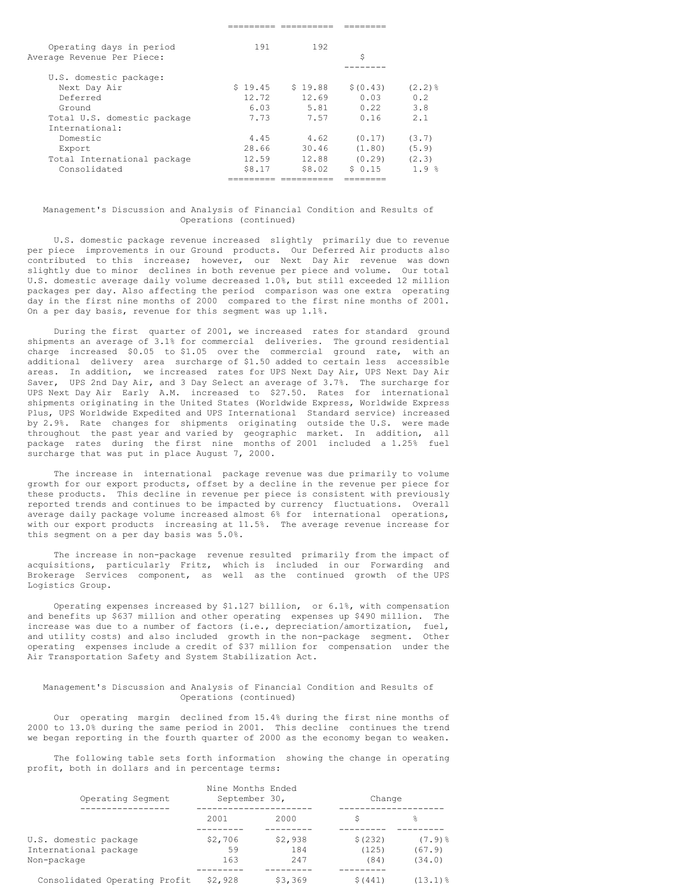| | | | | |
|---|---|---|---|---|
| Operating days in period | 191 | 192 | | |
| Average Revenue Per Piece: | | | $ | |
| U.S. domestic package: | | | | |
| Next Day Air | $ 19.45 | $ 19.88 | $ (0.43) | (2.2)% |
| Deferred | 12.72 | 12.69 | 0.03 | 0.2 |
| Ground | 6.03 | 5.81 | 0.22 | 3.8 |
| Total U.S. domestic package | 7.73 | 7.57 | 0.16 | 2.1 |
| International: | | | | |
| Domestic | 4.45 | 4.62 | (0.17) | (3.7) |
| Export | 28.66 | 30.46 | (1.80) | (5.9) |
| Total International package | 12.59 | 12.88 | (0.29) | (2.3) |
| Consolidated | $8.17 | $8.02 | $ 0.15 | 1.9 % |

## Management's Discussion and Analysis of Financial Condition and Results of Operations (continued)

U.S. domestic package revenue increased slightly primarily due to revenue per piece improvements in our Ground products. Our Deferred Air products also contributed to this increase; however, our Next Day Air revenue was down slightly due to minor declines in both revenue per piece and volume. Our total U.S. domestic average daily volume decreased 1.0%, but still exceeded 12 million packages per day. Also affecting the period comparison was one extra operating day in the first nine months of 2000 compared to the first nine months of 2001. On a per day basis, revenue for this segment was up 1.1%.

During the first quarter of 2001, we increased rates for standard ground shipments an average of 3.1% for commercial deliveries. The ground residential charge increased $0.05 to $1.05 over the commercial ground rate, with an additional delivery area surcharge of $1.50 added to certain less accessible areas. In addition, we increased rates for UPS Next Day Air, UPS Next Day Air Saver, UPS 2nd Day Air, and 3 Day Select an average of 3.7%. The surcharge for UPS Next Day Air Early A.M. increased to $27.50. Rates for international shipments originating in the United States (Worldwide Express, Worldwide Express Plus, UPS Worldwide Expedited and UPS International Standard service) increased by 2.9%. Rate changes for shipments originating outside the U.S. were made throughout the past year and varied by geographic market. In addition, all package rates during the first nine months of 2001 included a 1.25% fuel surcharge that was put in place August 7, 2000.

The increase in international package revenue was due primarily to volume growth for our export products, offset by a decline in the revenue per piece for these products. This decline in revenue per piece is consistent with previously reported trends and continues to be impacted by currency fluctuations. Overall average daily package volume increased almost 6% for international operations, with our export products increasing at 11.5%. The average revenue increase for this segment on a per day basis was 5.0%.

The increase in non-package revenue resulted primarily from the impact of acquisitions, particularly Fritz, which is included in our Forwarding and Brokerage Services component, as well as the continued growth of the UPS Logistics Group.

Operating expenses increased by $1.127 billion, or 6.1%, with compensation and benefits up $637 million and other operating expenses up $490 million. The increase was due to a number of factors (i.e., depreciation/amortization, fuel, and utility costs) and also included growth in the non-package segment. Other operating expenses include a credit of $37 million for compensation under the Air Transportation Safety and System Stabilization Act.

## Management's Discussion and Analysis of Financial Condition and Results of Operations (continued)

Our operating margin declined from 15.4% during the first nine months of 2000 to 13.0% during the same period in 2001. This decline continues the trend we began reporting in the fourth quarter of 2000 as the economy began to weaken.

The following table sets forth information showing the change in operating profit, both in dollars and in percentage terms:

| Operating Segment | Nine Months Ended September 30, | | Change | |
|---|---|---|---|---|
| | 2001 | 2000 | $ | % |
| U.S. domestic package | $2,706 | $2,938 | $(232) | (7.9)% |
| International package | 59 | 184 | (125) | (67.9) |
| Non-package | 163 | 247 | (84) | (34.0) |
| Consolidated Operating Profit | $2,928 | $3,369 | $(441) | (13.1)% |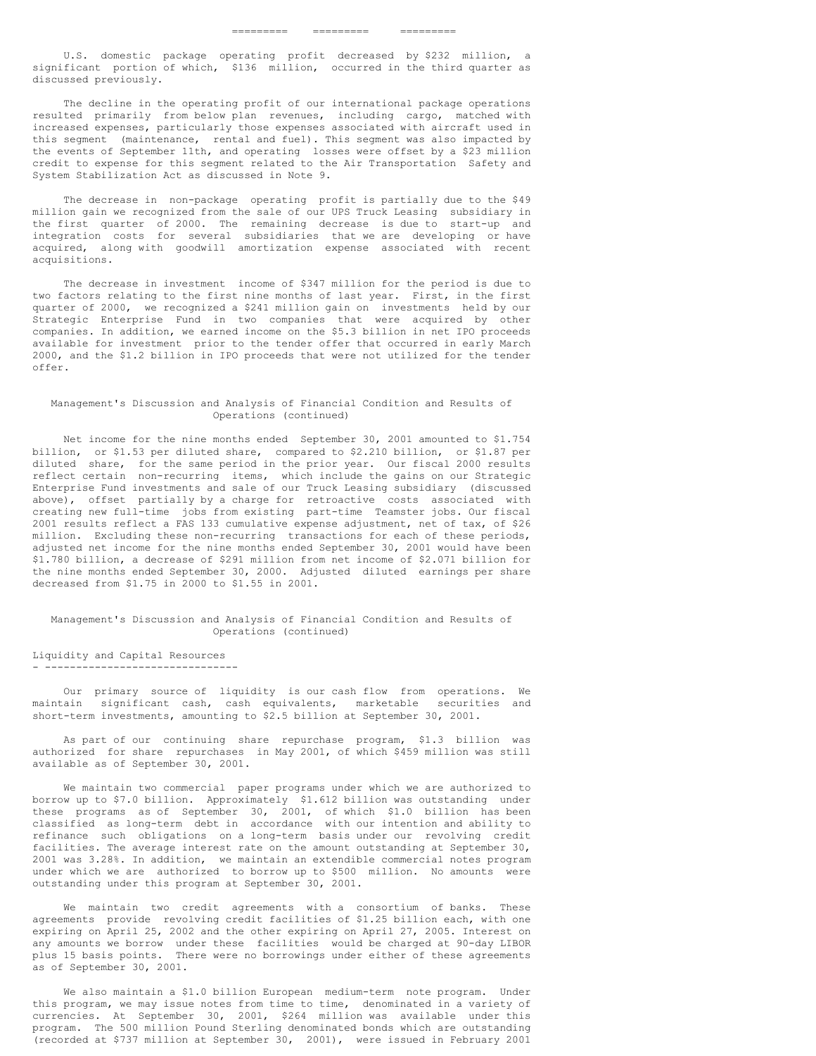U.S. domestic package operating profit decreased by $232 million, a significant portion of which, $136 million, occurred in the third quarter as discussed previously.

The decline in the operating profit of our international package operations resulted primarily from below plan revenues, including cargo, matched with increased expenses, particularly those expenses associated with aircraft used in this segment (maintenance, rental and fuel). This segment was also impacted by the events of September 11th, and operating losses were offset by a $23 million credit to expense for this segment related to the Air Transportation Safety and System Stabilization Act as discussed in Note 9.

The decrease in non-package operating profit is partially due to the $49 million gain we recognized from the sale of our UPS Truck Leasing subsidiary in the first quarter of 2000. The remaining decrease is due to start-up and integration costs for several subsidiaries that we are developing or have acquired, along with goodwill amortization expense associated with recent acquisitions.

The decrease in investment income of $347 million for the period is due to two factors relating to the first nine months of last year. First, in the first quarter of 2000, we recognized a $241 million gain on investments held by our Strategic Enterprise Fund in two companies that were acquired by other companies. In addition, we earned income on the $5.3 billion in net IPO proceeds available for investment prior to the tender offer that occurred in early March 2000, and the $1.2 billion in IPO proceeds that were not utilized for the tender offer.

## Management's Discussion and Analysis of Financial Condition and Results of Operations (continued)

Net income for the nine months ended September 30, 2001 amounted to $1.754 billion, or $1.53 per diluted share, compared to $2.210 billion, or $1.87 per diluted share, for the same period in the prior year. Our fiscal 2000 results reflect certain non-recurring items, which include the gains on our Strategic Enterprise Fund investments and sale of our Truck Leasing subsidiary (discussed above), offset partially by a charge for retroactive costs associated with creating new full-time jobs from existing part-time Teamster jobs. Our fiscal 2001 results reflect a FAS 133 cumulative expense adjustment, net of tax, of $26 million. Excluding these non-recurring transactions for each of these periods, adjusted net income for the nine months ended September 30, 2001 would have been $1.780 billion, a decrease of $291 million from net income of $2.071 billion for the nine months ended September 30, 2000. Adjusted diluted earnings per share decreased from $1.75 in 2000 to $1.55 in 2001.

## Management's Discussion and Analysis of Financial Condition and Results of Operations (continued)

### Liquidity and Capital Resources

Our primary source of liquidity is our cash flow from operations. We maintain significant cash, cash equivalents, marketable securities and short-term investments, amounting to $2.5 billion at September 30, 2001.

As part of our continuing share repurchase program, $1.3 billion was authorized for share repurchases in May 2001, of which $459 million was still available as of September 30, 2001.

We maintain two commercial paper programs under which we are authorized to borrow up to $7.0 billion. Approximately $1.612 billion was outstanding under these programs as of September 30, 2001, of which $1.0 billion has been classified as long-term debt in accordance with our intention and ability to refinance such obligations on a long-term basis under our revolving credit facilities. The average interest rate on the amount outstanding at September 30, 2001 was 3.28%. In addition, we maintain an extendible commercial notes program under which we are authorized to borrow up to $500 million. No amounts were outstanding under this program at September 30, 2001.

We maintain two credit agreements with a consortium of banks. These agreements provide revolving credit facilities of $1.25 billion each, with one expiring on April 25, 2002 and the other expiring on April 27, 2005. Interest on any amounts we borrow under these facilities would be charged at 90-day LIBOR plus 15 basis points. There were no borrowings under either of these agreements as of September 30, 2001.

We also maintain a $1.0 billion European medium-term note program. Under this program, we may issue notes from time to time, denominated in a variety of currencies. At September 30, 2001, $264 million was available under this program. The 500 million Pound Sterling denominated bonds which are outstanding (recorded at $737 million at September 30, 2001), were issued in February 2001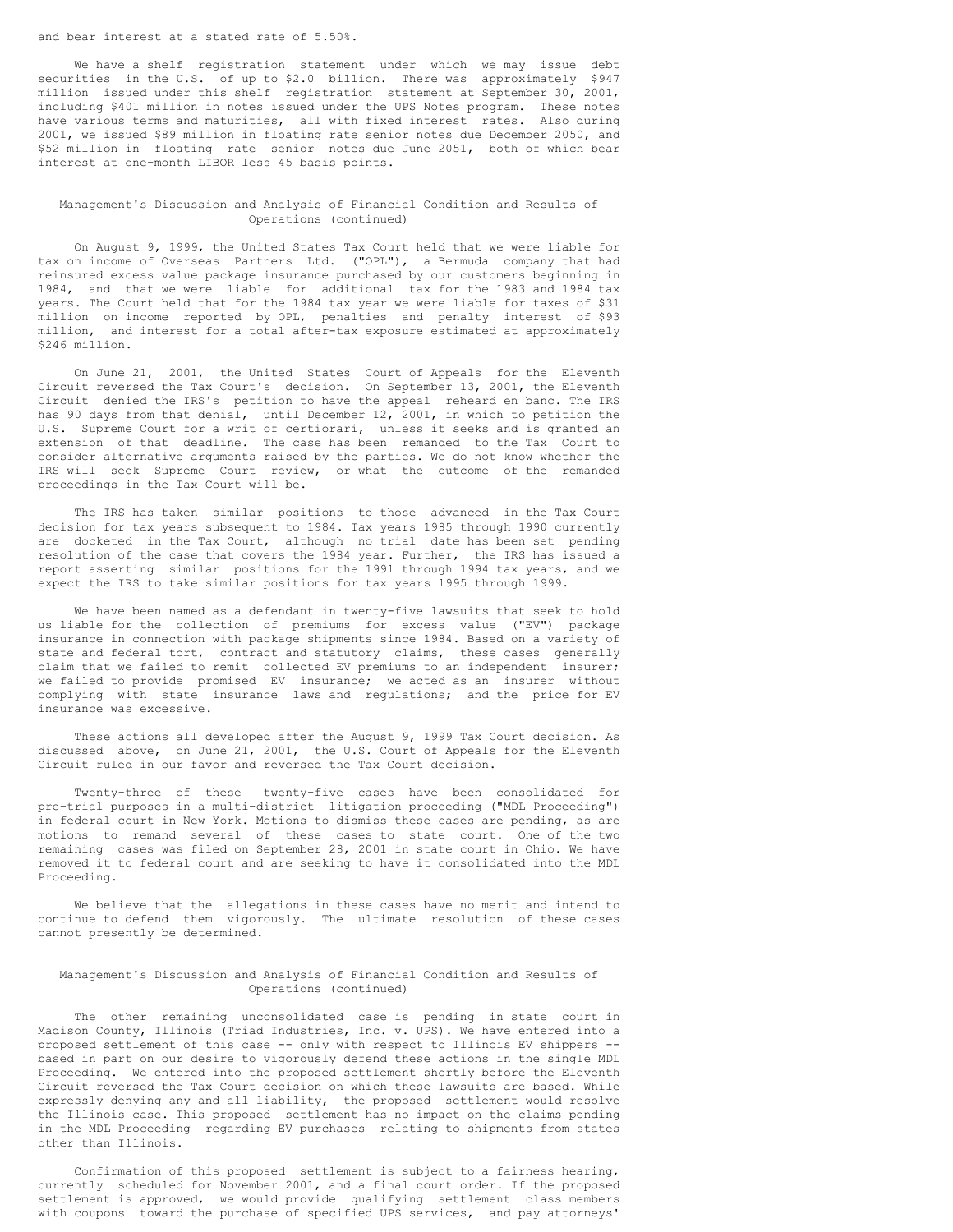and bear interest at a stated rate of 5.50%.

We have a shelf registration statement under which we may issue debt securities in the U.S. of up to $2.0 billion. There was approximately $947 million issued under this shelf registration statement at September 30, 2001, including $401 million in notes issued under the UPS Notes program. These notes have various terms and maturities, all with fixed interest rates. Also during 2001, we issued $89 million in floating rate senior notes due December 2050, and $52 million in floating rate senior notes due June 2051, both of which bear interest at one-month LIBOR less 45 basis points.

## Management's Discussion and Analysis of Financial Condition and Results of Operations (continued)

On August 9, 1999, the United States Tax Court held that we were liable for tax on income of Overseas Partners Ltd. ("OPL"), a Bermuda company that had reinsured excess value package insurance purchased by our customers beginning in 1984, and that we were liable for additional tax for the 1983 and 1984 tax years. The Court held that for the 1984 tax year we were liable for taxes of $31 million on income reported by OPL, penalties and penalty interest of $93 million, and interest for a total after-tax exposure estimated at approximately $246 million.

On June 21, 2001, the United States Court of Appeals for the Eleventh Circuit reversed the Tax Court's decision. On September 13, 2001, the Eleventh Circuit denied the IRS's petition to have the appeal reheard en banc. The IRS has 90 days from that denial, until December 12, 2001, in which to petition the U.S. Supreme Court for a writ of certiorari, unless it seeks and is granted an extension of that deadline. The case has been remanded to the Tax Court to consider alternative arguments raised by the parties. We do not know whether the IRS will seek Supreme Court review, or what the outcome of the remanded proceedings in the Tax Court will be.

The IRS has taken similar positions to those advanced in the Tax Court decision for tax years subsequent to 1984. Tax years 1985 through 1990 currently are docketed in the Tax Court, although no trial date has been set pending resolution of the case that covers the 1984 year. Further, the IRS has issued a report asserting similar positions for the 1991 through 1994 tax years, and we expect the IRS to take similar positions for tax years 1995 through 1999.

We have been named as a defendant in twenty-five lawsuits that seek to hold us liable for the collection of premiums for excess value ("EV") package insurance in connection with package shipments since 1984. Based on a variety of state and federal tort, contract and statutory claims, these cases generally claim that we failed to remit collected EV premiums to an independent insurer; we failed to provide promised EV insurance; we acted as an insurer without complying with state insurance laws and regulations; and the price for EV insurance was excessive.

These actions all developed after the August 9, 1999 Tax Court decision. As discussed above, on June 21, 2001, the U.S. Court of Appeals for the Eleventh Circuit ruled in our favor and reversed the Tax Court decision.

Twenty-three of these twenty-five cases have been consolidated for pre-trial purposes in a multi-district litigation proceeding ("MDL Proceeding") in federal court in New York. Motions to dismiss these cases are pending, as are motions to remand several of these cases to state court. One of the two remaining cases was filed on September 28, 2001 in state court in Ohio. We have removed it to federal court and are seeking to have it consolidated into the MDL Proceeding.

We believe that the allegations in these cases have no merit and intend to continue to defend them vigorously. The ultimate resolution of these cases cannot presently be determined.

## Management's Discussion and Analysis of Financial Condition and Results of Operations (continued)

The other remaining unconsolidated case is pending in state court in Madison County, Illinois (Triad Industries, Inc. v. UPS). We have entered into a proposed settlement of this case -- only with respect to Illinois EV shippers -- based in part on our desire to vigorously defend these actions in the single MDL Proceeding. We entered into the proposed settlement shortly before the Eleventh Circuit reversed the Tax Court decision on which these lawsuits are based. While expressly denying any and all liability, the proposed settlement would resolve the Illinois case. This proposed settlement has no impact on the claims pending in the MDL Proceeding regarding EV purchases relating to shipments from states other than Illinois.

Confirmation of this proposed settlement is subject to a fairness hearing, currently scheduled for November 2001, and a final court order. If the proposed settlement is approved, we would provide qualifying settlement class members with coupons toward the purchase of specified UPS services, and pay attorneys'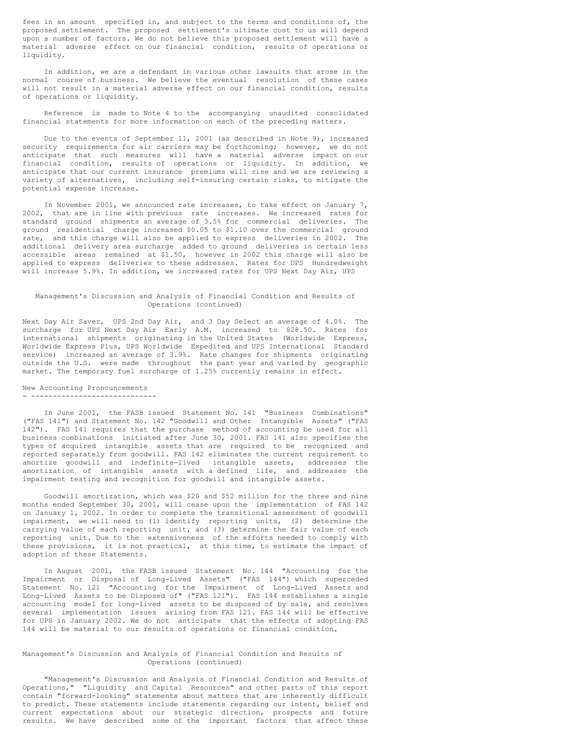fees in an amount specified in, and subject to the terms and conditions of, the proposed settlement. The proposed settlement's ultimate cost to us will depend upon a number of factors. We do not believe this proposed settlement will have a material adverse effect on our financial condition, results of operations or liquidity.

In addition, we are a defendant in various other lawsuits that arose in the normal course of business. We believe the eventual resolution of these cases will not result in a material adverse effect on our financial condition, results of operations or liquidity.

Reference is made to Note 4 to the accompanying unaudited consolidated financial statements for more information on each of the preceding matters.

Due to the events of September 11, 2001 (as described in Note 9), increased security requirements for air carriers may be forthcoming; however, we do not anticipate that such measures will have a material adverse impact on our financial condition, results of operations or liquidity. In addition, we anticipate that our current insurance premiums will rise and we are reviewing a variety of alternatives, including self-insuring certain risks, to mitigate the potential expense increase.

In November 2001, we announced rate increases, to take effect on January 7, 2002, that are in line with previous rate increases. We increased rates for standard ground shipments an average of 3.5% for commercial deliveries. The ground residential charge increased $0.05 to $1.10 over the commercial ground rate, and this charge will also be applied to express deliveries in 2002. The additional delivery area surcharge added to ground deliveries in certain less accessible areas remained at $1.50, however in 2002 this charge will also be applied to express deliveries to these addresses. Rates for UPS Hundredweight will increase 5.9%. In addition, we increased rates for UPS Next Day Air, UPS Next Day Air Saver, UPS 2nd Day Air, and 3 Day Select an average of 4.0%. The surcharge for UPS Next Day Air Early A.M. increased to $28.50. Rates for international shipments originating in the United States (Worldwide Express, Worldwide Express Plus, UPS Worldwide Expedited and UPS International Standard service) increased an average of 3.9%. Rate changes for shipments originating outside the U.S. were made throughout the past year and varied by geographic market. The temporary fuel surcharge of 1.25% currently remains in effect.

## New Accounting Pronouncements

In June 2001, the FASB issued Statement No. 141 "Business Combinations" ("FAS 141") and Statement No. 142 "Goodwill and Other Intangible Assets" ("FAS 142"). FAS 141 requires that the purchase method of accounting be used for all business combinations initiated after June 30, 2001. FAS 141 also specifies the types of acquired intangible assets that are required to be recognized and reported separately from goodwill. FAS 142 eliminates the current requirement to amortize goodwill and indefinite-lived intangible assets, addresses the amortization of intangible assets with a defined life, and addresses the impairment testing and recognition for goodwill and intangible assets.

Goodwill amortization, which was $20 and $52 million for the three and nine months ended September 30, 2001, will cease upon the implementation of FAS 142 on January 1, 2002. In order to complete the transitional assessment of goodwill impairment, we will need to (1) identify reporting units, (2) determine the carrying value of each reporting unit, and (3) determine the fair value of each reporting unit. Due to the extensiveness of the efforts needed to comply with these provisions, it is not practical, at this time, to estimate the impact of adoption of these Statements.

In August 2001, the FASB issued Statement No. 144 "Accounting for the Impairment or Disposal of Long-Lived Assets" ("FAS 144") which superceded Statement No. 121 "Accounting for the Impairment of Long-Lived Assets and Long-Lived Assets to be Disposed of" ("FAS 121"). FAS 144 establishes a single accounting model for long-lived assets to be disposed of by sale, and resolves several implementation issues arising from FAS 121. FAS 144 will be effective for UPS in January 2002. We do not anticipate that the effects of adopting FAS 144 will be material to our results of operations or financial condition.

"Management's Discussion and Analysis of Financial Condition and Results of Operations," "Liquidity and Capital Resources" and other parts of this report contain "forward-looking" statements about matters that are inherently difficult to predict. These statements include statements regarding our intent, belief and current expectations about our strategic direction, prospects and future results. We have described some of the important factors that affect these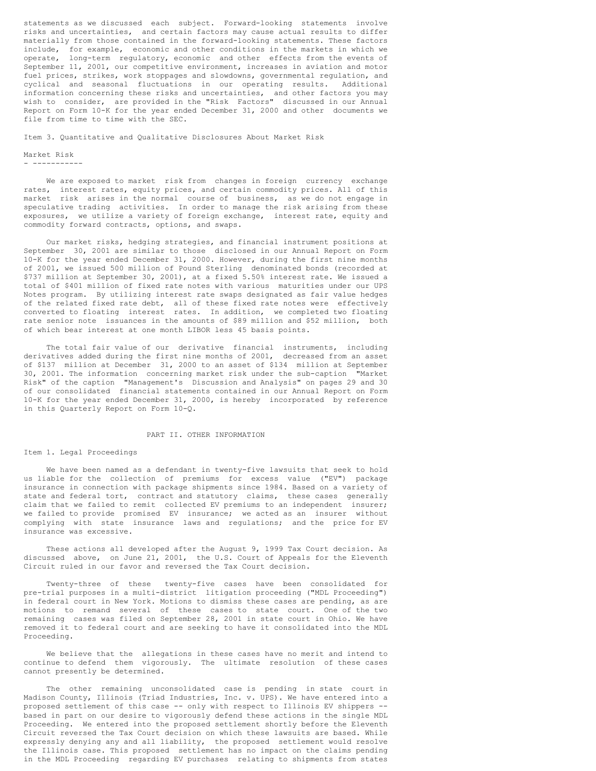statements as we discussed each subject. Forward-looking statements involve risks and uncertainties, and certain factors may cause actual results to differ materially from those contained in the forward-looking statements. These factors include, for example, economic and other conditions in the markets in which we operate, long-term regulatory, economic and other effects from the events of September 11, 2001, our competitive environment, increases in aviation and motor fuel prices, strikes, work stoppages and slowdowns, governmental regulation, and cyclical and seasonal fluctuations in our operating results. Additional information concerning these risks and uncertainties, and other factors you may wish to consider, are provided in the "Risk Factors" discussed in our Annual Report on Form 10-K for the year ended December 31, 2000 and other documents we file from time to time with the SEC.

## Item 3. Quantitative and Qualitative Disclosures About Market Risk

### Market Risk

We are exposed to market risk from changes in foreign currency exchange rates, interest rates, equity prices, and certain commodity prices. All of this market risk arises in the normal course of business, as we do not engage in speculative trading activities. In order to manage the risk arising from these exposures, we utilize a variety of foreign exchange, interest rate, equity and commodity forward contracts, options, and swaps.

Our market risks, hedging strategies, and financial instrument positions at September 30, 2001 are similar to those disclosed in our Annual Report on Form 10-K for the year ended December 31, 2000. However, during the first nine months of 2001, we issued 500 million of Pound Sterling denominated bonds (recorded at $737 million at September 30, 2001), at a fixed 5.50% interest rate. We issued a total of $401 million of fixed rate notes with various maturities under our UPS Notes program. By utilizing interest rate swaps designated as fair value hedges of the related fixed rate debt, all of these fixed rate notes were effectively converted to floating interest rates. In addition, we completed two floating rate senior note issuances in the amounts of $89 million and $52 million, both of which bear interest at one month LIBOR less 45 basis points.

The total fair value of our derivative financial instruments, including derivatives added during the first nine months of 2001, decreased from an asset of $137 million at December 31, 2000 to an asset of $134 million at September 30, 2001. The information concerning market risk under the sub-caption "Market Risk" of the caption "Management's Discussion and Analysis" on pages 29 and 30 of our consolidated financial statements contained in our Annual Report on Form 10-K for the year ended December 31, 2000, is hereby incorporated by reference in this Quarterly Report on Form 10-Q.

# PART II. OTHER INFORMATION

## Item 1. Legal Proceedings

We have been named as a defendant in twenty-five lawsuits that seek to hold us liable for the collection of premiums for excess value ("EV") package insurance in connection with package shipments since 1984. Based on a variety of state and federal tort, contract and statutory claims, these cases generally claim that we failed to remit collected EV premiums to an independent insurer; we failed to provide promised EV insurance; we acted as an insurer without complying with state insurance laws and regulations; and the price for EV insurance was excessive.

These actions all developed after the August 9, 1999 Tax Court decision. As discussed above, on June 21, 2001, the U.S. Court of Appeals for the Eleventh Circuit ruled in our favor and reversed the Tax Court decision.

Twenty-three of these twenty-five cases have been consolidated for pre-trial purposes in a multi-district litigation proceeding ("MDL Proceeding") in federal court in New York. Motions to dismiss these cases are pending, as are motions to remand several of these cases to state court. One of the two remaining cases was filed on September 28, 2001 in state court in Ohio. We have removed it to federal court and are seeking to have it consolidated into the MDL Proceeding.

We believe that the allegations in these cases have no merit and intend to continue to defend them vigorously. The ultimate resolution of these cases cannot presently be determined.

The other remaining unconsolidated case is pending in state court in Madison County, Illinois (Triad Industries, Inc. v. UPS). We have entered into a proposed settlement of this case -- only with respect to Illinois EV shippers -- based in part on our desire to vigorously defend these actions in the single MDL Proceeding. We entered into the proposed settlement shortly before the Eleventh Circuit reversed the Tax Court decision on which these lawsuits are based. While expressly denying any and all liability, the proposed settlement would resolve the Illinois case. This proposed settlement has no impact on the claims pending in the MDL Proceeding regarding EV purchases relating to shipments from states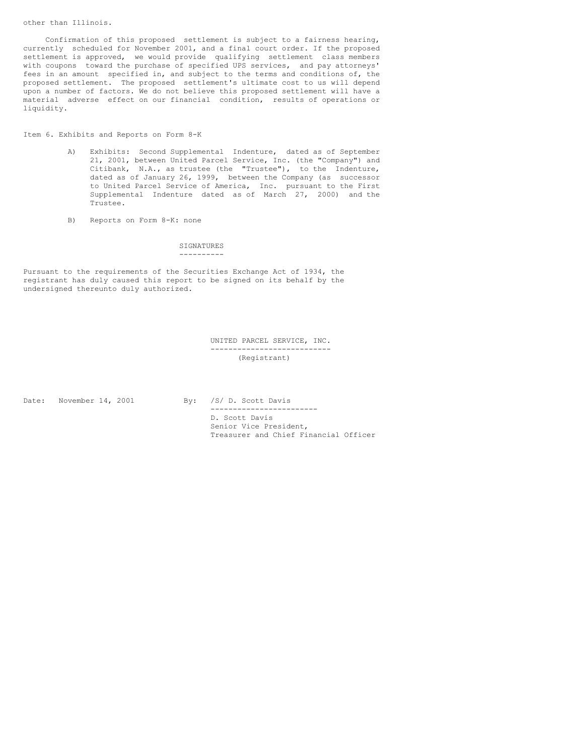other than Illinois.

Confirmation of this proposed settlement is subject to a fairness hearing, currently scheduled for November 2001, and a final court order. If the proposed settlement is approved, we would provide qualifying settlement class members with coupons toward the purchase of specified UPS services, and pay attorneys' fees in an amount specified in, and subject to the terms and conditions of, the proposed settlement. The proposed settlement's ultimate cost to us will depend upon a number of factors. We do not believe this proposed settlement will have a material adverse effect on our financial condition, results of operations or liquidity.

Item 6. Exhibits and Reports on Form 8-K

A) Exhibits: Second Supplemental Indenture, dated as of September 21, 2001, between United Parcel Service, Inc. (the "Company") and Citibank, N.A., as trustee (the "Trustee"), to the Indenture, dated as of January 26, 1999, between the Company (as successor to United Parcel Service of America, Inc. pursuant to the First Supplemental Indenture dated as of March 27, 2000) and the Trustee.

B) Reports on Form 8-K: none

## SIGNATURES

Pursuant to the requirements of the Securities Exchange Act of 1934, the registrant has duly caused this report to be signed on its behalf by the undersigned thereunto duly authorized.

UNITED PARCEL SERVICE, INC.
(Registrant)

Date: November 14, 2001

By: /S/ D. Scott Davis

D. Scott Davis
Senior Vice President,
Treasurer and Chief Financial Officer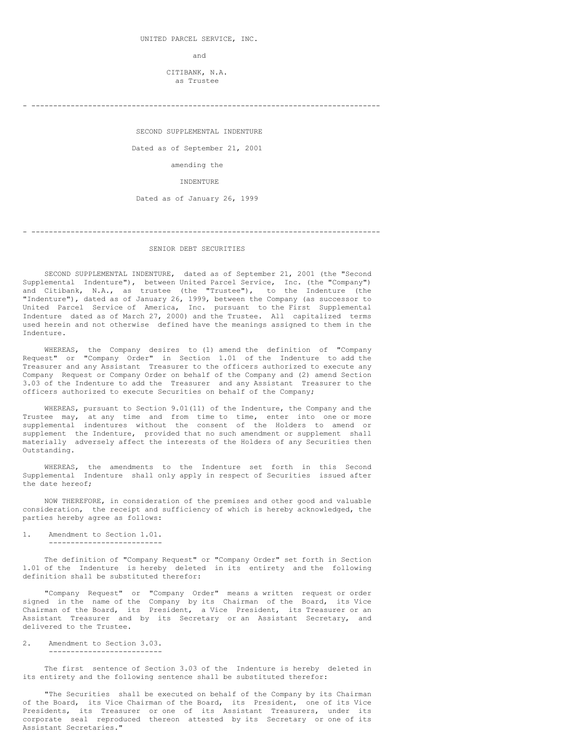UNITED PARCEL SERVICE, INC.

and

CITIBANK, N.A.
as Trustee

---

SECOND SUPPLEMENTAL INDENTURE

Dated as of September 21, 2001

amending the

INDENTURE

Dated as of January 26, 1999

---

SENIOR DEBT SECURITIES

SECOND SUPPLEMENTAL INDENTURE, dated as of September 21, 2001 (the "Second Supplemental Indenture"), between United Parcel Service, Inc. (the "Company") and Citibank, N.A., as trustee (the "Trustee"), to the Indenture (the "Indenture"), dated as of January 26, 1999, between the Company (as successor to United Parcel Service of America, Inc. pursuant to the First Supplemental Indenture dated as of March 27, 2000) and the Trustee. All capitalized terms used herein and not otherwise defined have the meanings assigned to them in the Indenture.

WHEREAS, the Company desires to (1) amend the definition of "Company Request" or "Company Order" in Section 1.01 of the Indenture to add the Treasurer and any Assistant Treasurer to the officers authorized to execute any Company Request or Company Order on behalf of the Company and (2) amend Section 3.03 of the Indenture to add the Treasurer and any Assistant Treasurer to the officers authorized to execute Securities on behalf of the Company;

WHEREAS, pursuant to Section 9.01(11) of the Indenture, the Company and the Trustee may, at any time and from time to time, enter into one or more supplemental indentures without the consent of the Holders to amend or supplement the Indenture, provided that no such amendment or supplement shall materially adversely affect the interests of the Holders of any Securities then Outstanding.

WHEREAS, the amendments to the Indenture set forth in this Second Supplemental Indenture shall only apply in respect of Securities issued after the date hereof;

NOW THEREFORE, in consideration of the premises and other good and valuable consideration, the receipt and sufficiency of which is hereby acknowledged, the parties hereby agree as follows:

1. Amendment to Section 1.01.

The definition of "Company Request" or "Company Order" set forth in Section 1.01 of the Indenture is hereby deleted in its entirety and the following definition shall be substituted therefor:

"Company Request" or "Company Order" means a written request or order signed in the name of the Company by its Chairman of the Board, its Vice Chairman of the Board, its President, a Vice President, its Treasurer or an Assistant Treasurer and by its Secretary or an Assistant Secretary, and delivered to the Trustee.

2. Amendment to Section 3.03.

The first sentence of Section 3.03 of the Indenture is hereby deleted in its entirety and the following sentence shall be substituted therefor:

"The Securities shall be executed on behalf of the Company by its Chairman of the Board, its Vice Chairman of the Board, its President, one of its Vice Presidents, its Treasurer or one of its Assistant Treasurers, under its corporate seal reproduced thereon attested by its Secretary or one of its Assistant Secretaries."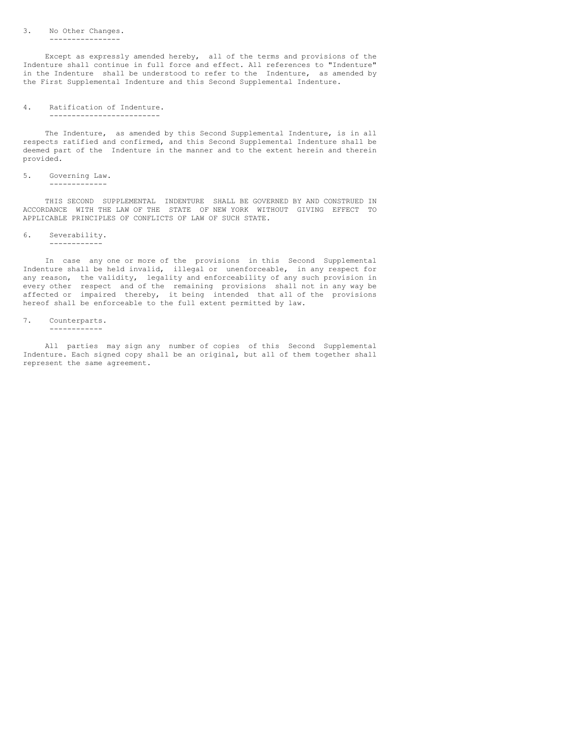## 3. No Other Changes.

Except as expressly amended hereby, all of the terms and provisions of the Indenture shall continue in full force and effect. All references to "Indenture" in the Indenture shall be understood to refer to the Indenture, as amended by the First Supplemental Indenture and this Second Supplemental Indenture.

## 4. Ratification of Indenture.

The Indenture, as amended by this Second Supplemental Indenture, is in all respects ratified and confirmed, and this Second Supplemental Indenture shall be deemed part of the Indenture in the manner and to the extent herein and therein provided.

## 5. Governing Law.

THIS SECOND SUPPLEMENTAL INDENTURE SHALL BE GOVERNED BY AND CONSTRUED IN ACCORDANCE WITH THE LAW OF THE STATE OF NEW YORK WITHOUT GIVING EFFECT TO APPLICABLE PRINCIPLES OF CONFLICTS OF LAW OF SUCH STATE.

## 6. Severability.

In case any one or more of the provisions in this Second Supplemental Indenture shall be held invalid, illegal or unenforceable, in any respect for any reason, the validity, legality and enforceability of any such provision in every other respect and of the remaining provisions shall not in any way be affected or impaired thereby, it being intended that all of the provisions hereof shall be enforceable to the full extent permitted by law.

## 7. Counterparts.

All parties may sign any number of copies of this Second Supplemental Indenture. Each signed copy shall be an original, but all of them together shall represent the same agreement.